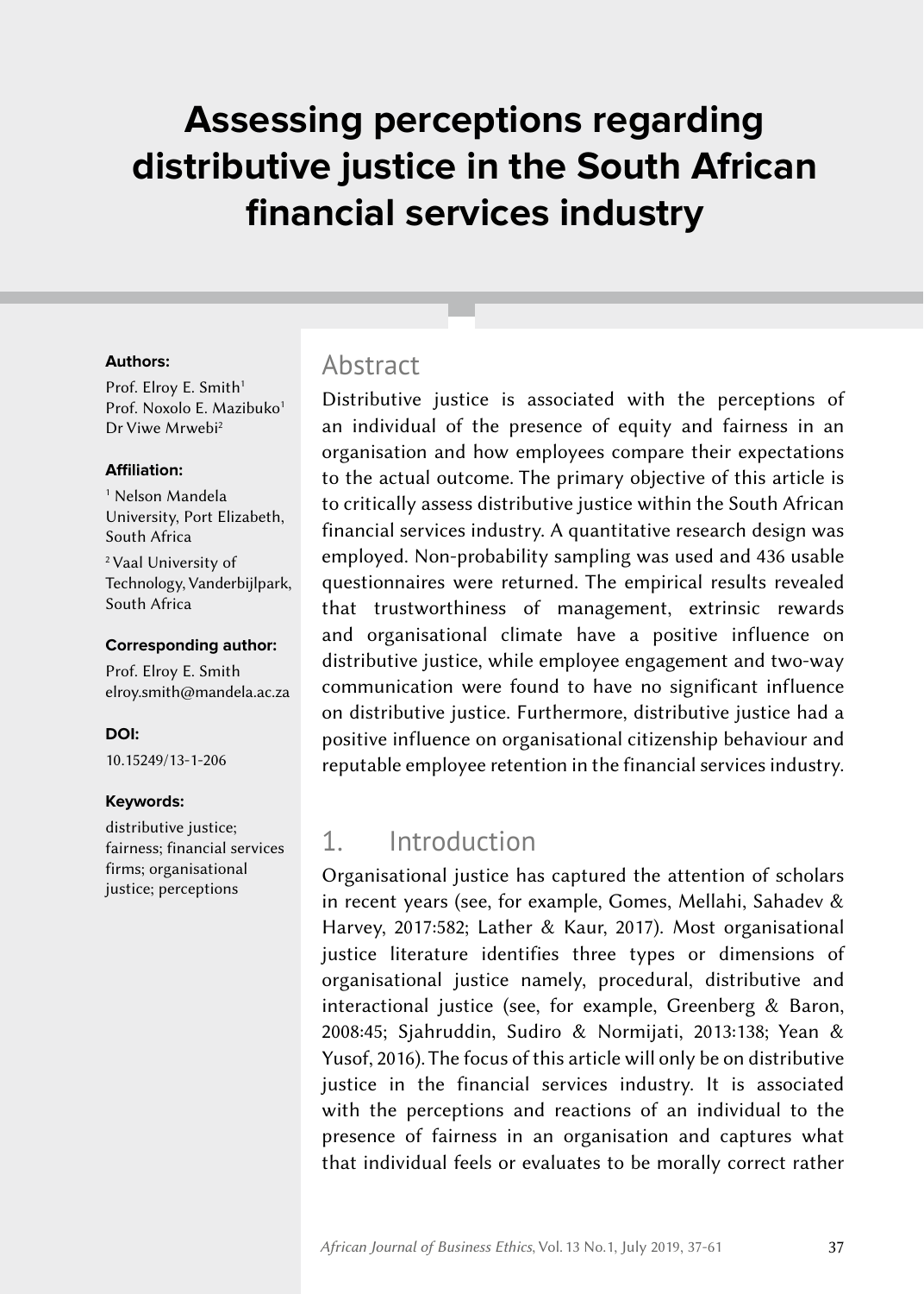# Assessing perceptions regarding distributive justice in the South African financial services industry

**Authors:**

Prof. Elroy E. Smith[1]
Prof. Noxolo E. Mazibuko[1]
Dr Viwe Mrwebi[2]

**Affiliation:**

[1] Nelson Mandela University, Port Elizabeth, South Africa

[2] Vaal University of Technology, Vanderbijlpark, South Africa

**Corresponding author:**

Prof. Elroy E. Smith
elroy.smith@mandela.ac.za

**DOI:**

10.15249/13-1-206

**Keywords:**

distributive justice; fairness; financial services firms; organisational justice; perceptions

## Abstract

Distributive justice is associated with the perceptions of an individual of the presence of equity and fairness in an organisation and how employees compare their expectations to the actual outcome. The primary objective of this article is to critically assess distributive justice within the South African financial services industry. A quantitative research design was employed. Non-probability sampling was used and 436 usable questionnaires were returned. The empirical results revealed that trustworthiness of management, extrinsic rewards and organisational climate have a positive influence on distributive justice, while employee engagement and two-way communication were found to have no significant influence on distributive justice. Furthermore, distributive justice had a positive influence on organisational citizenship behaviour and reputable employee retention in the financial services industry.

## 1. Introduction

Organisational justice has captured the attention of scholars in recent years (see, for example, Gomes, Mellahi, Sahadev & Harvey, 2017:582; Lather & Kaur, 2017). Most organisational justice literature identifies three types or dimensions of organisational justice namely, procedural, distributive and interactional justice (see, for example, Greenberg & Baron, 2008:45; Sjahruddin, Sudiro & Normijati, 2013:138; Yean & Yusof, 2016). The focus of this article will only be on distributive justice in the financial services industry. It is associated with the perceptions and reactions of an individual to the presence of fairness in an organisation and captures what that individual feels or evaluates to be morally correct rather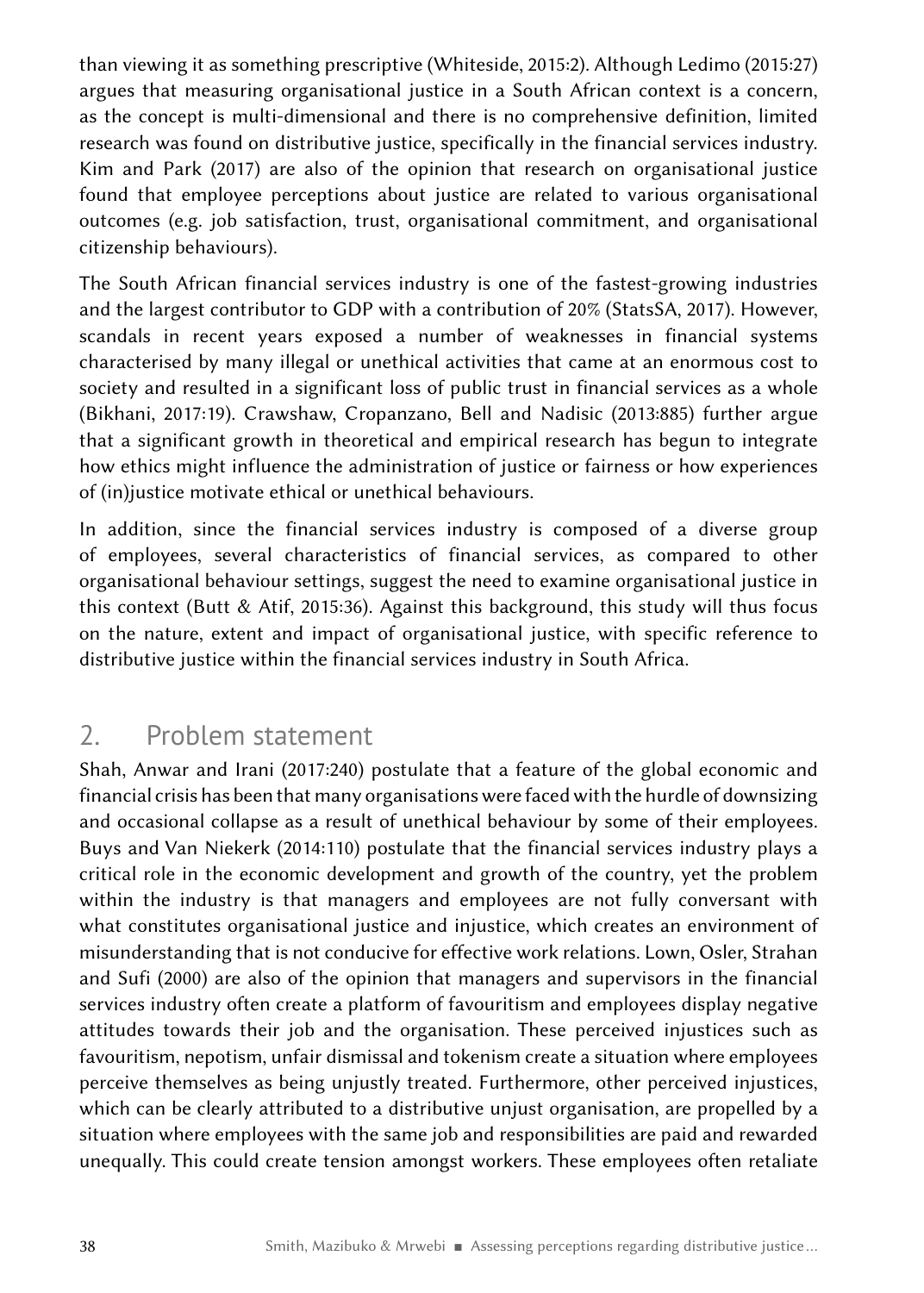than viewing it as something prescriptive (Whiteside, 2015:2). Although Ledimo (2015:27) argues that measuring organisational justice in a South African context is a concern, as the concept is multi-dimensional and there is no comprehensive definition, limited research was found on distributive justice, specifically in the financial services industry. Kim and Park (2017) are also of the opinion that research on organisational justice found that employee perceptions about justice are related to various organisational outcomes (e.g. job satisfaction, trust, organisational commitment, and organisational citizenship behaviours).

The South African financial services industry is one of the fastest-growing industries and the largest contributor to GDP with a contribution of 20% (StatsSA, 2017). However, scandals in recent years exposed a number of weaknesses in financial systems characterised by many illegal or unethical activities that came at an enormous cost to society and resulted in a significant loss of public trust in financial services as a whole (Bikhani, 2017:19). Crawshaw, Cropanzano, Bell and Nadisic (2013:885) further argue that a significant growth in theoretical and empirical research has begun to integrate how ethics might influence the administration of justice or fairness or how experiences of (in)justice motivate ethical or unethical behaviours.

In addition, since the financial services industry is composed of a diverse group of employees, several characteristics of financial services, as compared to other organisational behaviour settings, suggest the need to examine organisational justice in this context (Butt & Atif, 2015:36). Against this background, this study will thus focus on the nature, extent and impact of organisational justice, with specific reference to distributive justice within the financial services industry in South Africa.

## 2. Problem statement

Shah, Anwar and Irani (2017:240) postulate that a feature of the global economic and financial crisis has been that many organisations were faced with the hurdle of downsizing and occasional collapse as a result of unethical behaviour by some of their employees. Buys and Van Niekerk (2014:110) postulate that the financial services industry plays a critical role in the economic development and growth of the country, yet the problem within the industry is that managers and employees are not fully conversant with what constitutes organisational justice and injustice, which creates an environment of misunderstanding that is not conducive for effective work relations. Lown, Osler, Strahan and Sufi (2000) are also of the opinion that managers and supervisors in the financial services industry often create a platform of favouritism and employees display negative attitudes towards their job and the organisation. These perceived injustices such as favouritism, nepotism, unfair dismissal and tokenism create a situation where employees perceive themselves as being unjustly treated. Furthermore, other perceived injustices, which can be clearly attributed to a distributive unjust organisation, are propelled by a situation where employees with the same job and responsibilities are paid and rewarded unequally. This could create tension amongst workers. These employees often retaliate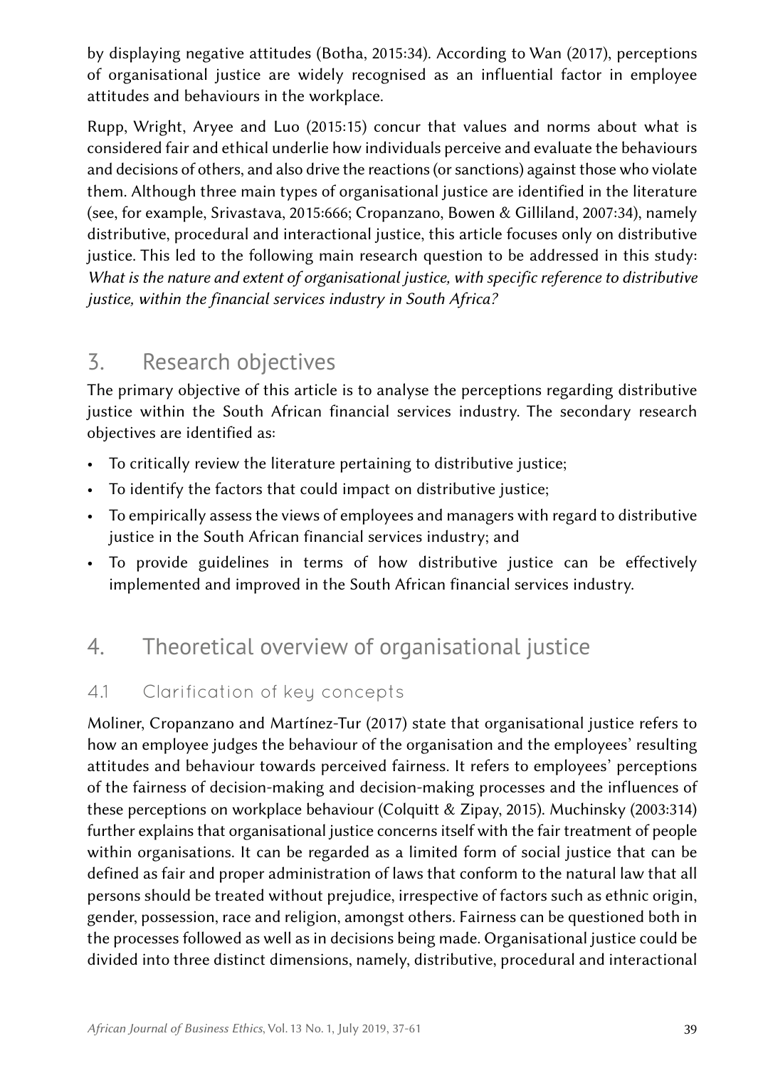by displaying negative attitudes (Botha, 2015:34). According to Wan (2017), perceptions of organisational justice are widely recognised as an influential factor in employee attitudes and behaviours in the workplace.

Rupp, Wright, Aryee and Luo (2015:15) concur that values and norms about what is considered fair and ethical underlie how individuals perceive and evaluate the behaviours and decisions of others, and also drive the reactions (or sanctions) against those who violate them. Although three main types of organisational justice are identified in the literature (see, for example, Srivastava, 2015:666; Cropanzano, Bowen & Gilliland, 2007:34), namely distributive, procedural and interactional justice, this article focuses only on distributive justice. This led to the following main research question to be addressed in this study: *What is the nature and extent of organisational justice, with specific reference to distributive justice, within the financial services industry in South Africa?*

## 3. Research objectives

The primary objective of this article is to analyse the perceptions regarding distributive justice within the South African financial services industry. The secondary research objectives are identified as:

- To critically review the literature pertaining to distributive justice;
- To identify the factors that could impact on distributive justice;
- To empirically assess the views of employees and managers with regard to distributive justice in the South African financial services industry; and
- To provide guidelines in terms of how distributive justice can be effectively implemented and improved in the South African financial services industry.

## 4. Theoretical overview of organisational justice

### 4.1 Clarification of key concepts

Moliner, Cropanzano and Martínez-Tur (2017) state that organisational justice refers to how an employee judges the behaviour of the organisation and the employees' resulting attitudes and behaviour towards perceived fairness. It refers to employees' perceptions of the fairness of decision-making and decision-making processes and the influences of these perceptions on workplace behaviour (Colquitt & Zipay, 2015). Muchinsky (2003:314) further explains that organisational justice concerns itself with the fair treatment of people within organisations. It can be regarded as a limited form of social justice that can be defined as fair and proper administration of laws that conform to the natural law that all persons should be treated without prejudice, irrespective of factors such as ethnic origin, gender, possession, race and religion, amongst others. Fairness can be questioned both in the processes followed as well as in decisions being made. Organisational justice could be divided into three distinct dimensions, namely, distributive, procedural and interactional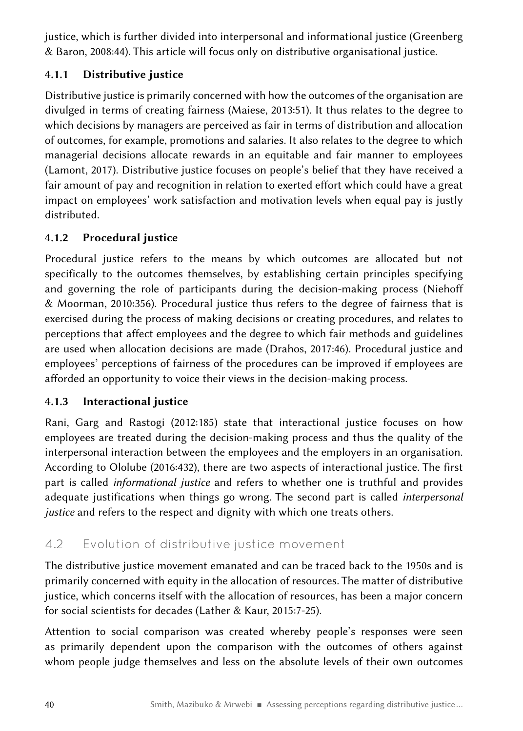justice, which is further divided into interpersonal and informational justice (Greenberg & Baron, 2008:44). This article will focus only on distributive organisational justice.

#### 4.1.1 Distributive justice

Distributive justice is primarily concerned with how the outcomes of the organisation are divulged in terms of creating fairness (Maiese, 2013:51). It thus relates to the degree to which decisions by managers are perceived as fair in terms of distribution and allocation of outcomes, for example, promotions and salaries. It also relates to the degree to which managerial decisions allocate rewards in an equitable and fair manner to employees (Lamont, 2017). Distributive justice focuses on people's belief that they have received a fair amount of pay and recognition in relation to exerted effort which could have a great impact on employees' work satisfaction and motivation levels when equal pay is justly distributed.

#### 4.1.2 Procedural justice

Procedural justice refers to the means by which outcomes are allocated but not specifically to the outcomes themselves, by establishing certain principles specifying and governing the role of participants during the decision-making process (Niehoff & Moorman, 2010:356). Procedural justice thus refers to the degree of fairness that is exercised during the process of making decisions or creating procedures, and relates to perceptions that affect employees and the degree to which fair methods and guidelines are used when allocation decisions are made (Drahos, 2017:46). Procedural justice and employees' perceptions of fairness of the procedures can be improved if employees are afforded an opportunity to voice their views in the decision-making process.

#### 4.1.3 Interactional justice

Rani, Garg and Rastogi (2012:185) state that interactional justice focuses on how employees are treated during the decision-making process and thus the quality of the interpersonal interaction between the employees and the employers in an organisation. According to Ololube (2016:432), there are two aspects of interactional justice. The first part is called *informational justice* and refers to whether one is truthful and provides adequate justifications when things go wrong. The second part is called *interpersonal justice* and refers to the respect and dignity with which one treats others.

### 4.2 Evolution of distributive justice movement

The distributive justice movement emanated and can be traced back to the 1950s and is primarily concerned with equity in the allocation of resources. The matter of distributive justice, which concerns itself with the allocation of resources, has been a major concern for social scientists for decades (Lather & Kaur, 2015:7-25).

Attention to social comparison was created whereby people's responses were seen as primarily dependent upon the comparison with the outcomes of others against whom people judge themselves and less on the absolute levels of their own outcomes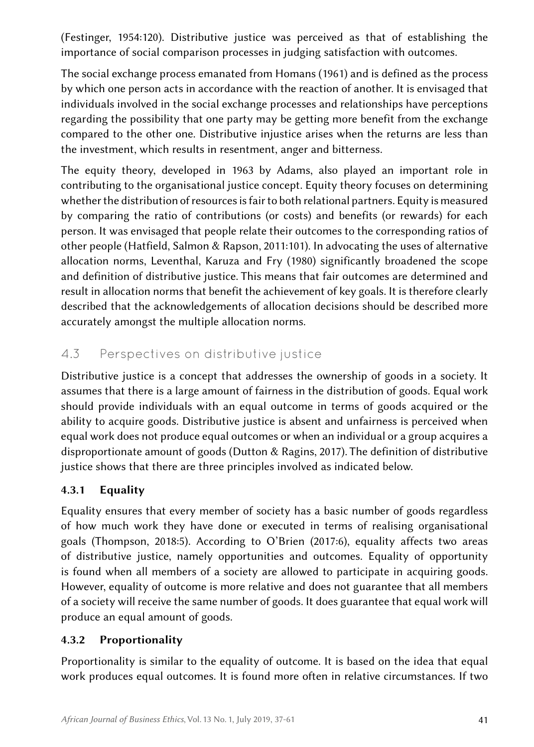(Festinger, 1954:120). Distributive justice was perceived as that of establishing the importance of social comparison processes in judging satisfaction with outcomes.

The social exchange process emanated from Homans (1961) and is defined as the process by which one person acts in accordance with the reaction of another. It is envisaged that individuals involved in the social exchange processes and relationships have perceptions regarding the possibility that one party may be getting more benefit from the exchange compared to the other one. Distributive injustice arises when the returns are less than the investment, which results in resentment, anger and bitterness.

The equity theory, developed in 1963 by Adams, also played an important role in contributing to the organisational justice concept. Equity theory focuses on determining whether the distribution of resources is fair to both relational partners. Equity is measured by comparing the ratio of contributions (or costs) and benefits (or rewards) for each person. It was envisaged that people relate their outcomes to the corresponding ratios of other people (Hatfield, Salmon & Rapson, 2011:101). In advocating the uses of alternative allocation norms, Leventhal, Karuza and Fry (1980) significantly broadened the scope and definition of distributive justice. This means that fair outcomes are determined and result in allocation norms that benefit the achievement of key goals. It is therefore clearly described that the acknowledgements of allocation decisions should be described more accurately amongst the multiple allocation norms.

## 4.3 Perspectives on distributive justice

Distributive justice is a concept that addresses the ownership of goods in a society. It assumes that there is a large amount of fairness in the distribution of goods. Equal work should provide individuals with an equal outcome in terms of goods acquired or the ability to acquire goods. Distributive justice is absent and unfairness is perceived when equal work does not produce equal outcomes or when an individual or a group acquires a disproportionate amount of goods (Dutton & Ragins, 2017). The definition of distributive justice shows that there are three principles involved as indicated below.

### 4.3.1 Equality

Equality ensures that every member of society has a basic number of goods regardless of how much work they have done or executed in terms of realising organisational goals (Thompson, 2018:5). According to O'Brien (2017:6), equality affects two areas of distributive justice, namely opportunities and outcomes. Equality of opportunity is found when all members of a society are allowed to participate in acquiring goods. However, equality of outcome is more relative and does not guarantee that all members of a society will receive the same number of goods. It does guarantee that equal work will produce an equal amount of goods.

### 4.3.2 Proportionality

Proportionality is similar to the equality of outcome. It is based on the idea that equal work produces equal outcomes. It is found more often in relative circumstances. If two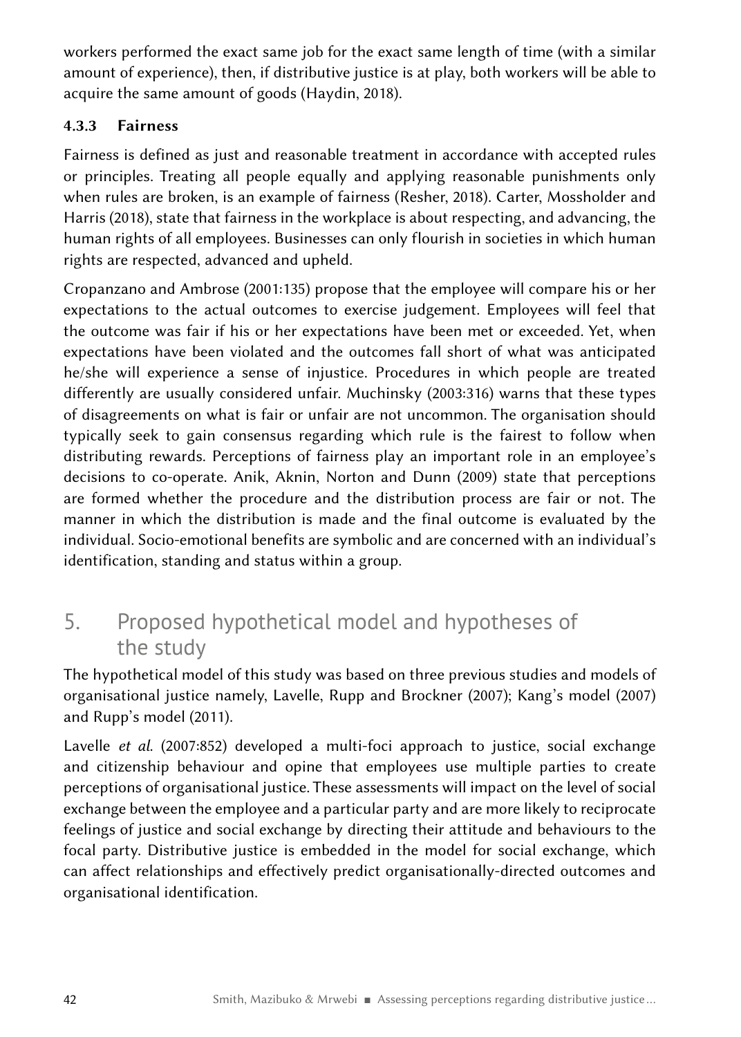workers performed the exact same job for the exact same length of time (with a similar amount of experience), then, if distributive justice is at play, both workers will be able to acquire the same amount of goods (Haydin, 2018).

### 4.3.3 Fairness

Fairness is defined as just and reasonable treatment in accordance with accepted rules or principles. Treating all people equally and applying reasonable punishments only when rules are broken, is an example of fairness (Resher, 2018). Carter, Mossholder and Harris (2018), state that fairness in the workplace is about respecting, and advancing, the human rights of all employees. Businesses can only flourish in societies in which human rights are respected, advanced and upheld.

Cropanzano and Ambrose (2001:135) propose that the employee will compare his or her expectations to the actual outcomes to exercise judgement. Employees will feel that the outcome was fair if his or her expectations have been met or exceeded. Yet, when expectations have been violated and the outcomes fall short of what was anticipated he/she will experience a sense of injustice. Procedures in which people are treated differently are usually considered unfair. Muchinsky (2003:316) warns that these types of disagreements on what is fair or unfair are not uncommon. The organisation should typically seek to gain consensus regarding which rule is the fairest to follow when distributing rewards. Perceptions of fairness play an important role in an employee's decisions to co-operate. Anik, Aknin, Norton and Dunn (2009) state that perceptions are formed whether the procedure and the distribution process are fair or not. The manner in which the distribution is made and the final outcome is evaluated by the individual. Socio-emotional benefits are symbolic and are concerned with an individual's identification, standing and status within a group.

## 5. Proposed hypothetical model and hypotheses of the study

The hypothetical model of this study was based on three previous studies and models of organisational justice namely, Lavelle, Rupp and Brockner (2007); Kang's model (2007) and Rupp's model (2011).

Lavelle *et al.* (2007:852) developed a multi-foci approach to justice, social exchange and citizenship behaviour and opine that employees use multiple parties to create perceptions of organisational justice. These assessments will impact on the level of social exchange between the employee and a particular party and are more likely to reciprocate feelings of justice and social exchange by directing their attitude and behaviours to the focal party. Distributive justice is embedded in the model for social exchange, which can affect relationships and effectively predict organisationally-directed outcomes and organisational identification.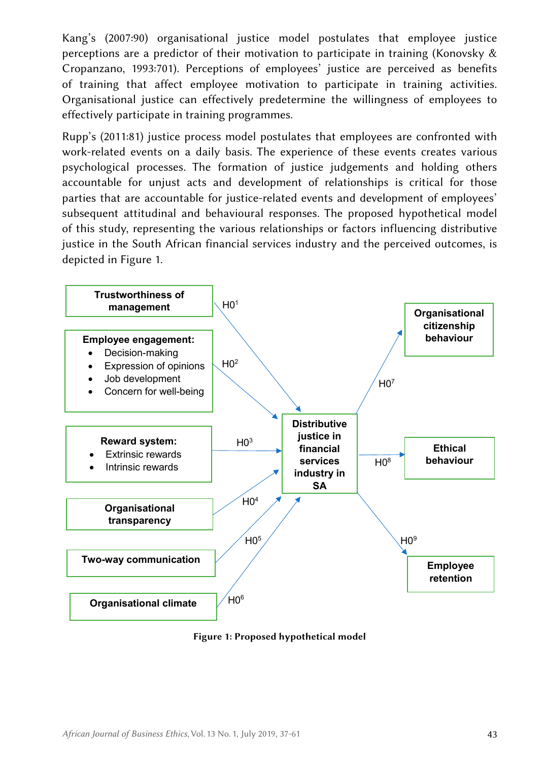Kang's (2007:90) organisational justice model postulates that employee justice perceptions are a predictor of their motivation to participate in training (Konovsky & Cropanzano, 1993:701). Perceptions of employees' justice are perceived as benefits of training that affect employee motivation to participate in training activities. Organisational justice can effectively predetermine the willingness of employees to effectively participate in training programmes.

Rupp's (2011:81) justice process model postulates that employees are confronted with work-related events on a daily basis. The experience of these events creates various psychological processes. The formation of justice judgements and holding others accountable for unjust acts and development of relationships is critical for those parties that are accountable for justice-related events and development of employees' subsequent attitudinal and behavioural responses. The proposed hypothetical model of this study, representing the various relationships or factors influencing distributive justice in the South African financial services industry and the perceived outcomes, is depicted in Figure 1.

**Trustworthiness of management** —H0[1]→ **Distributive justice in financial services industry in SA**

**Employee engagement:**
- Decision-making
- Expression of opinions
- Job development
- Concern for well-being

—H0[2]→ **Distributive justice in financial services industry in SA**

**Reward system:**
- Extrinsic rewards
- Intrinsic rewards

—H0[3]→ **Distributive justice in financial services industry in SA**

**Organisational transparency** —H0[4]→ **Distributive justice in financial services industry in SA**

**Two-way communication** —H0[5]→ **Distributive justice in financial services industry in SA**

**Organisational climate** —H0[6]→ **Distributive justice in financial services industry in SA**

**Distributive justice in financial services industry in SA** —H0[7]→ **Organisational citizenship behaviour**

**Distributive justice in financial services industry in SA** —H0[8]→ **Ethical behaviour**

**Distributive justice in financial services industry in SA** —H0[9]→ **Employee retention**

**Figure 1: Proposed hypothetical model**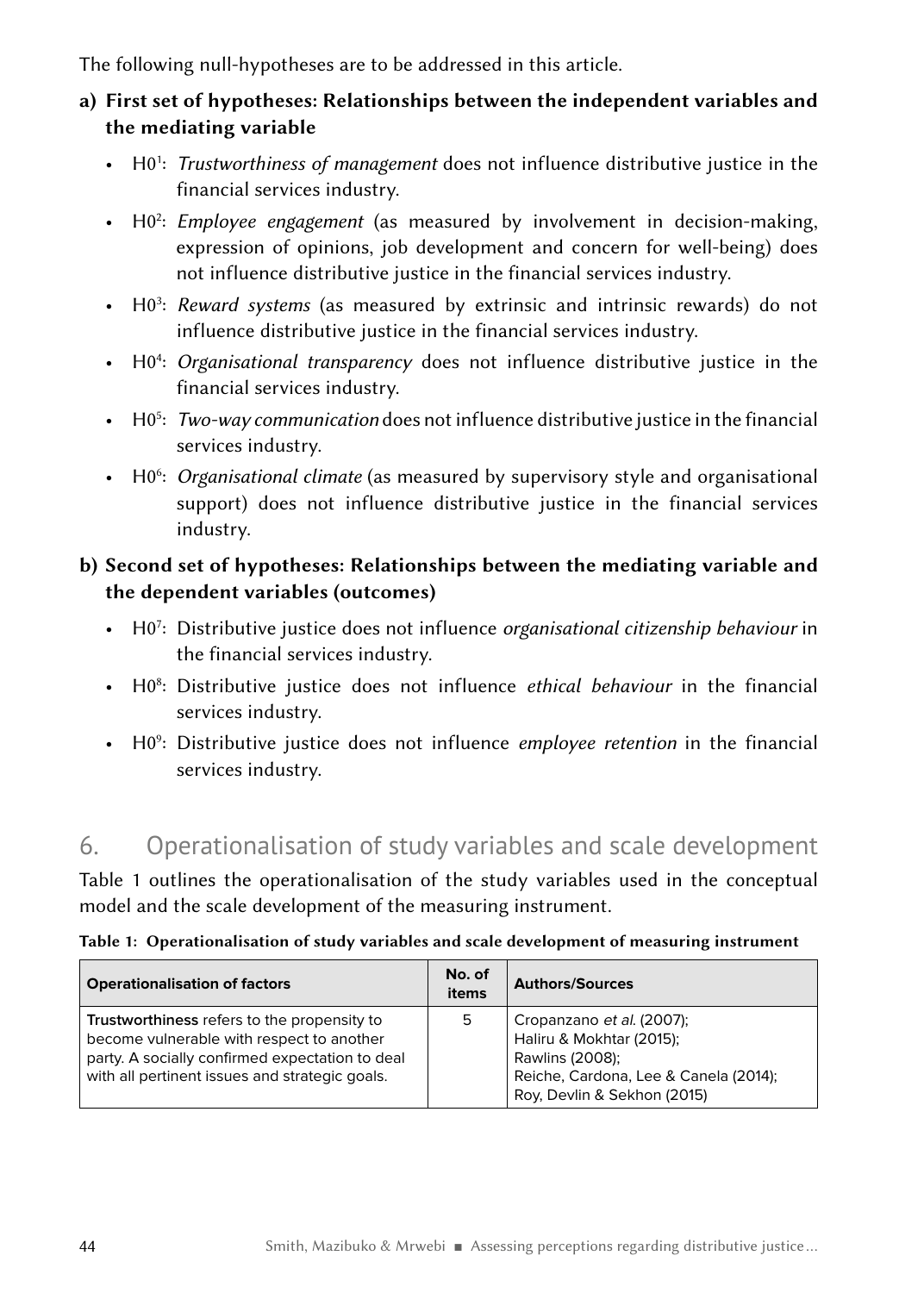The following null-hypotheses are to be addressed in this article.

**a) First set of hypotheses: Relationships between the independent variables and the mediating variable**

- H0[1]: *Trustworthiness of management* does not influence distributive justice in the financial services industry.
- H0[2]: *Employee engagement* (as measured by involvement in decision-making, expression of opinions, job development and concern for well-being) does not influence distributive justice in the financial services industry.
- H0[3]: *Reward systems* (as measured by extrinsic and intrinsic rewards) do not influence distributive justice in the financial services industry.
- H0[4]: *Organisational transparency* does not influence distributive justice in the financial services industry.
- H0[5]: *Two-way communication* does not influence distributive justice in the financial services industry.
- H0[6]: *Organisational climate* (as measured by supervisory style and organisational support) does not influence distributive justice in the financial services industry.

**b) Second set of hypotheses: Relationships between the mediating variable and the dependent variables (outcomes)**

- H0[7]: Distributive justice does not influence *organisational citizenship behaviour* in the financial services industry.
- H0[8]: Distributive justice does not influence *ethical behaviour* in the financial services industry.
- H0[9]: Distributive justice does not influence *employee retention* in the financial services industry.

## 6. Operationalisation of study variables and scale development

Table 1 outlines the operationalisation of the study variables used in the conceptual model and the scale development of the measuring instrument.

**Table 1: Operationalisation of study variables and scale development of measuring instrument**

| Operationalisation of factors | No. of items | Authors/Sources |
|---|---|---|
| **Trustworthiness** refers to the propensity to become vulnerable with respect to another party. A socially confirmed expectation to deal with all pertinent issues and strategic goals. | 5 | Cropanzano *et al.* (2007); Haliru & Mokhtar (2015); Rawlins (2008); Reiche, Cardona, Lee & Canela (2014); Roy, Devlin & Sekhon (2015) |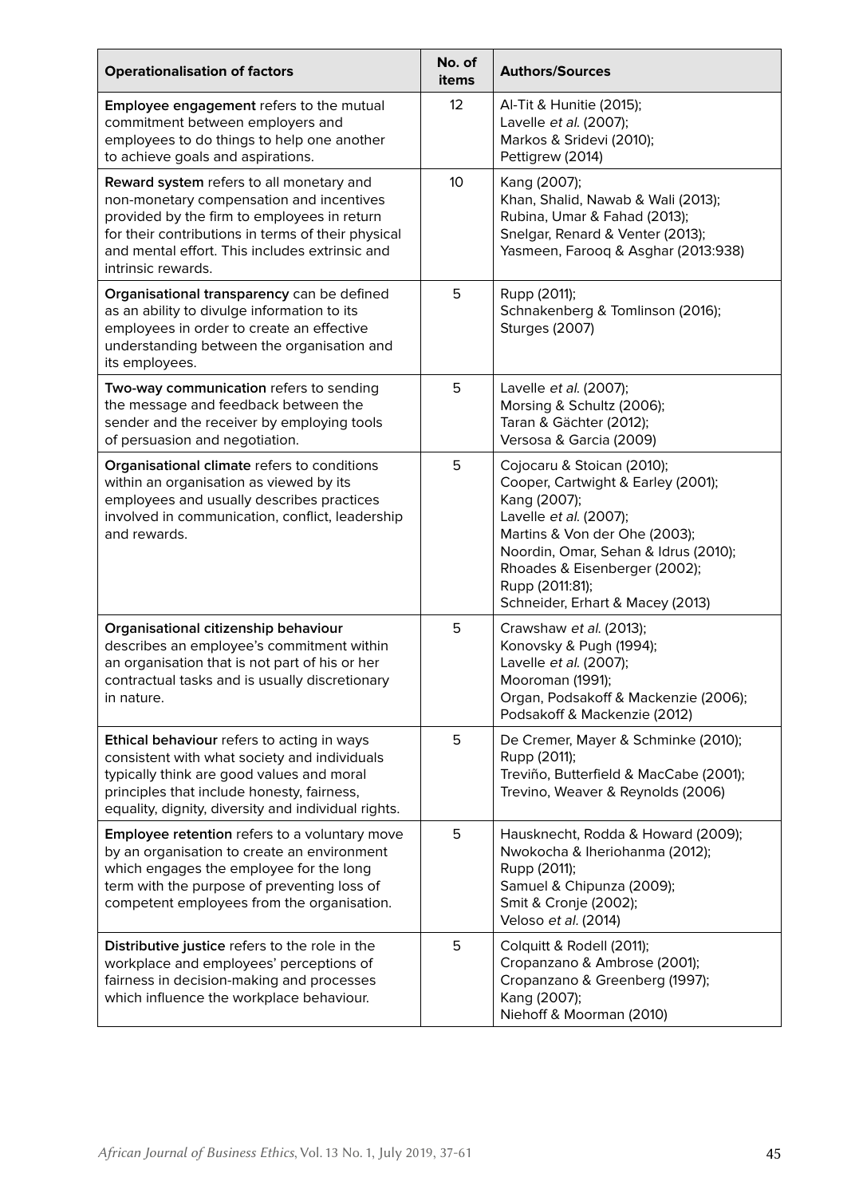| Operationalisation of factors | No. of items | Authors/Sources |
|---|---|---|
| **Employee engagement** refers to the mutual commitment between employers and employees to do things to help one another to achieve goals and aspirations. | 12 | Al-Tit & Hunitie (2015); Lavelle *et al.* (2007); Markos & Sridevi (2010); Pettigrew (2014) |
| **Reward system** refers to all monetary and non-monetary compensation and incentives provided by the firm to employees in return for their contributions in terms of their physical and mental effort. This includes extrinsic and intrinsic rewards. | 10 | Kang (2007); Khan, Shalid, Nawab & Wali (2013); Rubina, Umar & Fahad (2013); Snelgar, Renard & Venter (2013); Yasmeen, Farooq & Asghar (2013:938) |
| **Organisational transparency** can be defined as an ability to divulge information to its employees in order to create an effective understanding between the organisation and its employees. | 5 | Rupp (2011); Schnakenberg & Tomlinson (2016); Sturges (2007) |
| **Two-way communication** refers to sending the message and feedback between the sender and the receiver by employing tools of persuasion and negotiation. | 5 | Lavelle *et al.* (2007); Morsing & Schultz (2006); Taran & Gächter (2012); Versosa & Garcia (2009) |
| **Organisational climate** refers to conditions within an organisation as viewed by its employees and usually describes practices involved in communication, conflict, leadership and rewards. | 5 | Cojocaru & Stoican (2010); Cooper, Cartwight & Earley (2001); Kang (2007); Lavelle *et al.* (2007); Martins & Von der Ohe (2003); Noordin, Omar, Sehan & Idrus (2010); Rhoades & Eisenberger (2002); Rupp (2011:81); Schneider, Erhart & Macey (2013) |
| **Organisational citizenship behaviour** describes an employee's commitment within an organisation that is not part of his or her contractual tasks and is usually discretionary in nature. | 5 | Crawshaw *et al.* (2013); Konovsky & Pugh (1994); Lavelle *et al.* (2007); Mooroman (1991); Organ, Podsakoff & Mackenzie (2006); Podsakoff & Mackenzie (2012) |
| **Ethical behaviour** refers to acting in ways consistent with what society and individuals typically think are good values and moral principles that include honesty, fairness, equality, dignity, diversity and individual rights. | 5 | De Cremer, Mayer & Schminke (2010); Rupp (2011); Treviño, Butterfield & MacCabe (2001); Trevino, Weaver & Reynolds (2006) |
| **Employee retention** refers to a voluntary move by an organisation to create an environment which engages the employee for the long term with the purpose of preventing loss of competent employees from the organisation. | 5 | Hausknecht, Rodda & Howard (2009); Nwokocha & Iheriohanma (2012); Rupp (2011); Samuel & Chipunza (2009); Smit & Cronje (2002); Veloso *et al.* (2014) |
| **Distributive justice** refers to the role in the workplace and employees' perceptions of fairness in decision-making and processes which influence the workplace behaviour. | 5 | Colquitt & Rodell (2011); Cropanzano & Ambrose (2001); Cropanzano & Greenberg (1997); Kang (2007); Niehoff & Moorman (2010) |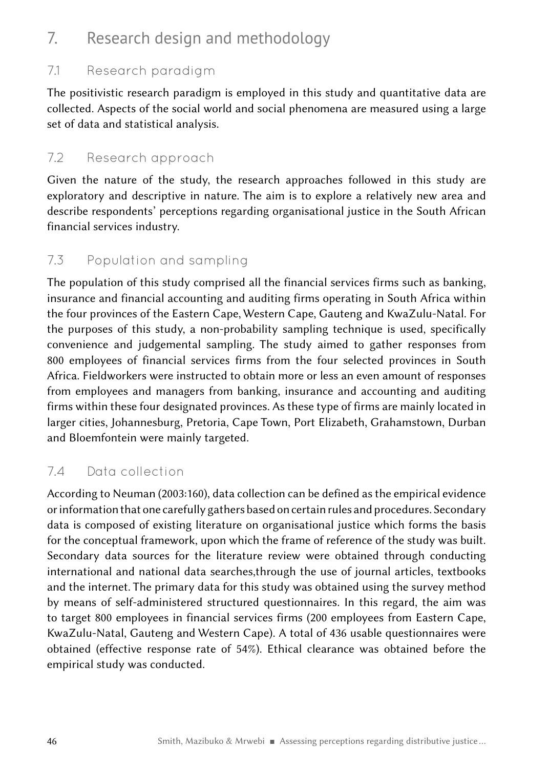# 7. Research design and methodology

## 7.1 Research paradigm

The positivistic research paradigm is employed in this study and quantitative data are collected. Aspects of the social world and social phenomena are measured using a large set of data and statistical analysis.

## 7.2 Research approach

Given the nature of the study, the research approaches followed in this study are exploratory and descriptive in nature. The aim is to explore a relatively new area and describe respondents' perceptions regarding organisational justice in the South African financial services industry.

## 7.3 Population and sampling

The population of this study comprised all the financial services firms such as banking, insurance and financial accounting and auditing firms operating in South Africa within the four provinces of the Eastern Cape, Western Cape, Gauteng and KwaZulu-Natal. For the purposes of this study, a non-probability sampling technique is used, specifically convenience and judgemental sampling. The study aimed to gather responses from 800 employees of financial services firms from the four selected provinces in South Africa. Fieldworkers were instructed to obtain more or less an even amount of responses from employees and managers from banking, insurance and accounting and auditing firms within these four designated provinces. As these type of firms are mainly located in larger cities, Johannesburg, Pretoria, Cape Town, Port Elizabeth, Grahamstown, Durban and Bloemfontein were mainly targeted.

## 7.4 Data collection

According to Neuman (2003:160), data collection can be defined as the empirical evidence or information that one carefully gathers based on certain rules and procedures. Secondary data is composed of existing literature on organisational justice which forms the basis for the conceptual framework, upon which the frame of reference of the study was built. Secondary data sources for the literature review were obtained through conducting international and national data searches,through the use of journal articles, textbooks and the internet. The primary data for this study was obtained using the survey method by means of self-administered structured questionnaires. In this regard, the aim was to target 800 employees in financial services firms (200 employees from Eastern Cape, KwaZulu-Natal, Gauteng and Western Cape). A total of 436 usable questionnaires were obtained (effective response rate of 54%). Ethical clearance was obtained before the empirical study was conducted.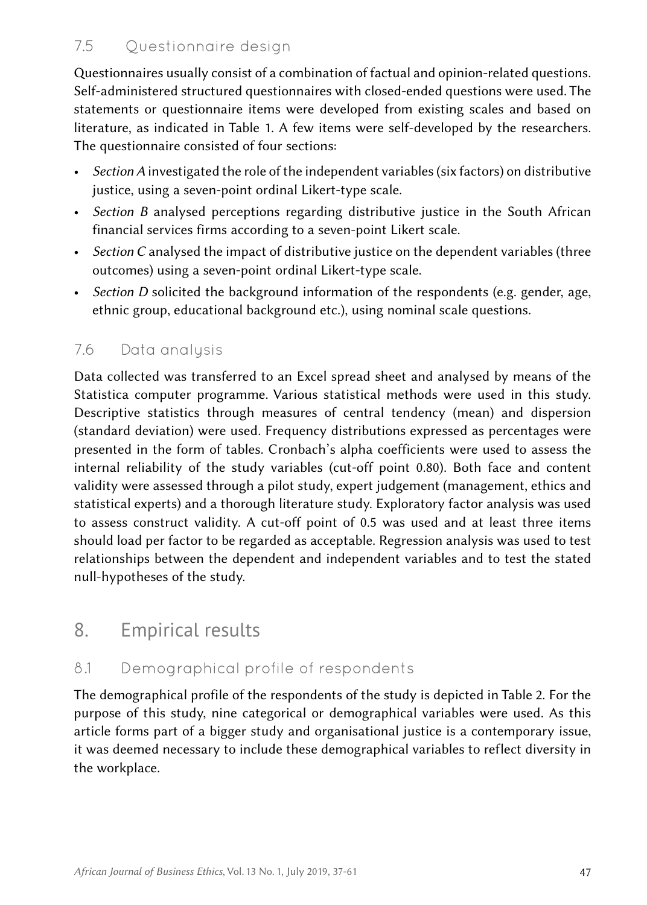### 7.5 Questionnaire design

Questionnaires usually consist of a combination of factual and opinion-related questions. Self-administered structured questionnaires with closed-ended questions were used. The statements or questionnaire items were developed from existing scales and based on literature, as indicated in Table 1. A few items were self-developed by the researchers. The questionnaire consisted of four sections:

- *Section A* investigated the role of the independent variables (six factors) on distributive justice, using a seven-point ordinal Likert-type scale.
- *Section B* analysed perceptions regarding distributive justice in the South African financial services firms according to a seven-point Likert scale.
- *Section C* analysed the impact of distributive justice on the dependent variables (three outcomes) using a seven-point ordinal Likert-type scale.
- *Section D* solicited the background information of the respondents (e.g. gender, age, ethnic group, educational background etc.), using nominal scale questions.

### 7.6 Data analysis

Data collected was transferred to an Excel spread sheet and analysed by means of the Statistica computer programme. Various statistical methods were used in this study. Descriptive statistics through measures of central tendency (mean) and dispersion (standard deviation) were used. Frequency distributions expressed as percentages were presented in the form of tables. Cronbach's alpha coefficients were used to assess the internal reliability of the study variables (cut-off point 0.80). Both face and content validity were assessed through a pilot study, expert judgement (management, ethics and statistical experts) and a thorough literature study. Exploratory factor analysis was used to assess construct validity. A cut-off point of 0.5 was used and at least three items should load per factor to be regarded as acceptable. Regression analysis was used to test relationships between the dependent and independent variables and to test the stated null-hypotheses of the study.

## 8. Empirical results

### 8.1 Demographical profile of respondents

The demographical profile of the respondents of the study is depicted in Table 2. For the purpose of this study, nine categorical or demographical variables were used. As this article forms part of a bigger study and organisational justice is a contemporary issue, it was deemed necessary to include these demographical variables to reflect diversity in the workplace.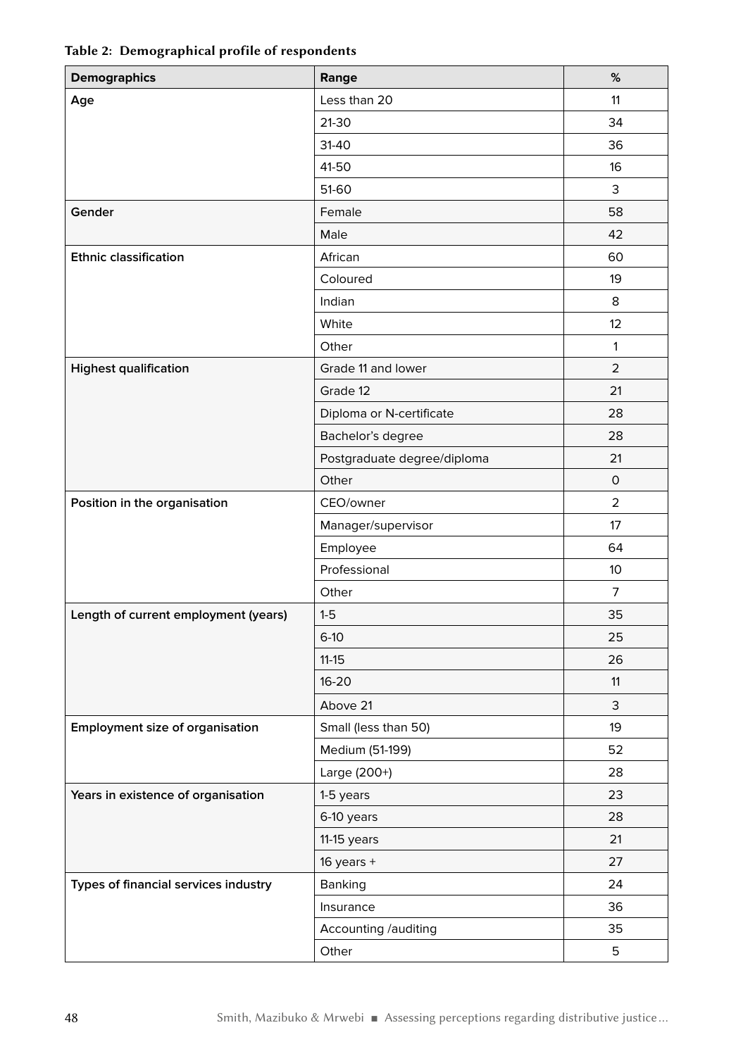**Table 2: Demographical profile of respondents**

| Demographics | Range | % |
|---|---|---|
| **Age** | Less than 20 | 11 |
| | 21-30 | 34 |
| | 31-40 | 36 |
| | 41-50 | 16 |
| | 51-60 | 3 |
| **Gender** | Female | 58 |
| | Male | 42 |
| **Ethnic classification** | African | 60 |
| | Coloured | 19 |
| | Indian | 8 |
| | White | 12 |
| | Other | 1 |
| **Highest qualification** | Grade 11 and lower | 2 |
| | Grade 12 | 21 |
| | Diploma or N-certificate | 28 |
| | Bachelor's degree | 28 |
| | Postgraduate degree/diploma | 21 |
| | Other | 0 |
| **Position in the organisation** | CEO/owner | 2 |
| | Manager/supervisor | 17 |
| | Employee | 64 |
| | Professional | 10 |
| | Other | 7 |
| **Length of current employment (years)** | 1-5 | 35 |
| | 6-10 | 25 |
| | 11-15 | 26 |
| | 16-20 | 11 |
| | Above 21 | 3 |
| **Employment size of organisation** | Small (less than 50) | 19 |
| | Medium (51-199) | 52 |
| | Large (200+) | 28 |
| **Years in existence of organisation** | 1-5 years | 23 |
| | 6-10 years | 28 |
| | 11-15 years | 21 |
| | 16 years + | 27 |
| **Types of financial services industry** | Banking | 24 |
| | Insurance | 36 |
| | Accounting /auditing | 35 |
| | Other | 5 |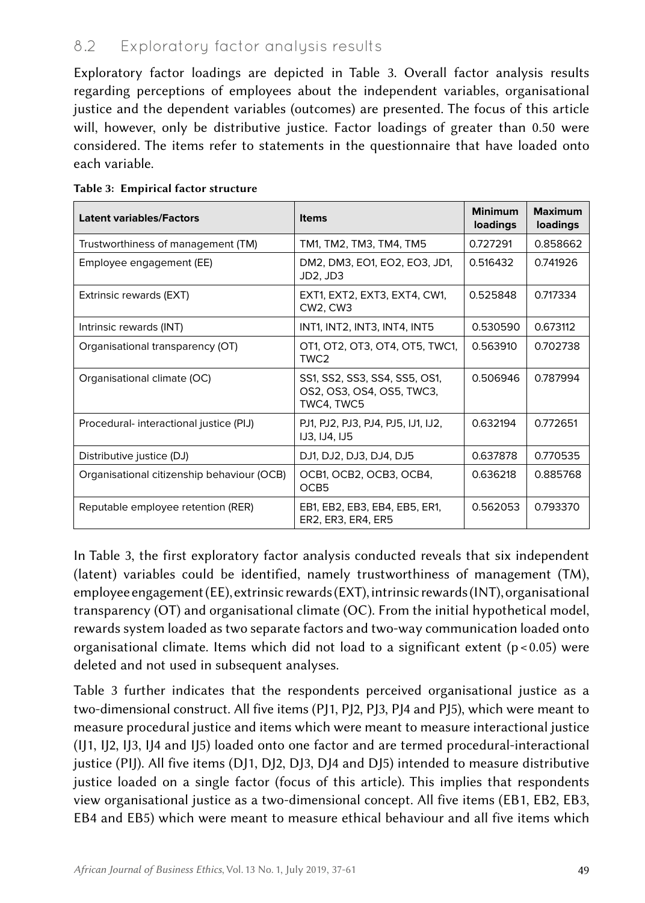## 8.2 Exploratory factor analysis results

Exploratory factor loadings are depicted in Table 3. Overall factor analysis results regarding perceptions of employees about the independent variables, organisational justice and the dependent variables (outcomes) are presented. The focus of this article will, however, only be distributive justice. Factor loadings of greater than 0.50 were considered. The items refer to statements in the questionnaire that have loaded onto each variable.

**Table 3: Empirical factor structure**

| Latent variables/Factors | Items | Minimum loadings | Maximum loadings |
|---|---|---|---|
| Trustworthiness of management (TM) | TM1, TM2, TM3, TM4, TM5 | 0.727291 | 0.858662 |
| Employee engagement (EE) | DM2, DM3, EO1, EO2, EO3, JD1, JD2, JD3 | 0.516432 | 0.741926 |
| Extrinsic rewards (EXT) | EXT1, EXT2, EXT3, EXT4, CW1, CW2, CW3 | 0.525848 | 0.717334 |
| Intrinsic rewards (INT) | INT1, INT2, INT3, INT4, INT5 | 0.530590 | 0.673112 |
| Organisational transparency (OT) | OT1, OT2, OT3, OT4, OT5, TWC1, TWC2 | 0.563910 | 0.702738 |
| Organisational climate (OC) | SS1, SS2, SS3, SS4, SS5, OS1, OS2, OS3, OS4, OS5, TWC3, TWC4, TWC5 | 0.506946 | 0.787994 |
| Procedural- interactional justice (PIJ) | PJ1, PJ2, PJ3, PJ4, PJ5, IJ1, IJ2, IJ3, IJ4, IJ5 | 0.632194 | 0.772651 |
| Distributive justice (DJ) | DJ1, DJ2, DJ3, DJ4, DJ5 | 0.637878 | 0.770535 |
| Organisational citizenship behaviour (OCB) | OCB1, OCB2, OCB3, OCB4, OCB5 | 0.636218 | 0.885768 |
| Reputable employee retention (RER) | EB1, EB2, EB3, EB4, EB5, ER1, ER2, ER3, ER4, ER5 | 0.562053 | 0.793370 |

In Table 3, the first exploratory factor analysis conducted reveals that six independent (latent) variables could be identified, namely trustworthiness of management (TM), employee engagement (EE), extrinsic rewards (EXT), intrinsic rewards (INT), organisational transparency (OT) and organisational climate (OC). From the initial hypothetical model, rewards system loaded as two separate factors and two-way communication loaded onto organisational climate. Items which did not load to a significant extent ($p < 0.05$) were deleted and not used in subsequent analyses.

Table 3 further indicates that the respondents perceived organisational justice as a two-dimensional construct. All five items (PJ1, PJ2, PJ3, PJ4 and PJ5), which were meant to measure procedural justice and items which were meant to measure interactional justice (IJ1, IJ2, IJ3, IJ4 and IJ5) loaded onto one factor and are termed procedural-interactional justice (PIJ). All five items (DJ1, DJ2, DJ3, DJ4 and DJ5) intended to measure distributive justice loaded on a single factor (focus of this article). This implies that respondents view organisational justice as a two-dimensional concept. All five items (EB1, EB2, EB3, EB4 and EB5) which were meant to measure ethical behaviour and all five items which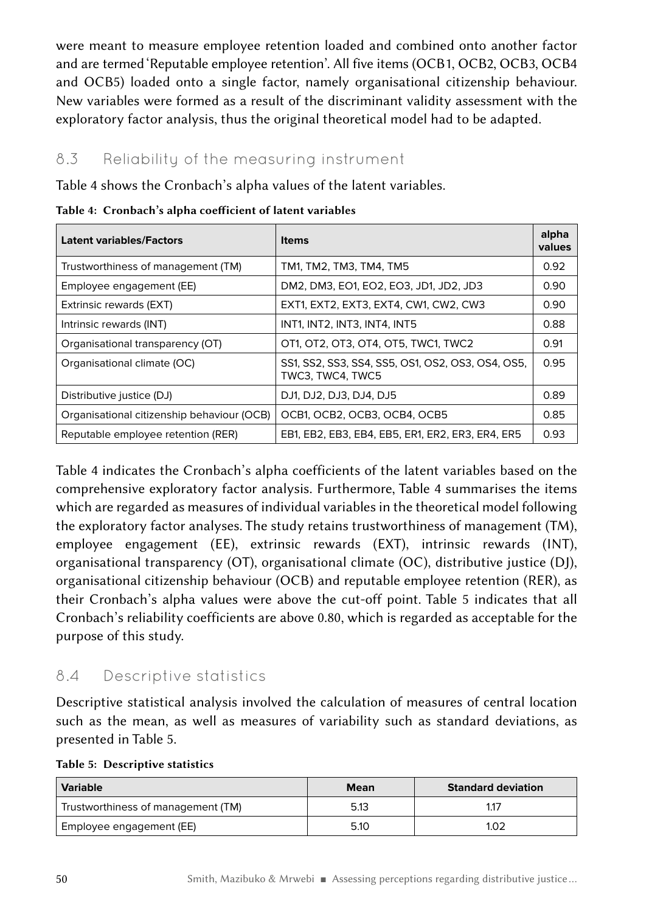were meant to measure employee retention loaded and combined onto another factor and are termed 'Reputable employee retention'. All five items (OCB1, OCB2, OCB3, OCB4 and OCB5) loaded onto a single factor, namely organisational citizenship behaviour. New variables were formed as a result of the discriminant validity assessment with the exploratory factor analysis, thus the original theoretical model had to be adapted.

## 8.3 Reliability of the measuring instrument

Table 4 shows the Cronbach's alpha values of the latent variables.

**Table 4: Cronbach's alpha coefficient of latent variables**

| Latent variables/Factors | Items | alpha values |
|---|---|---|
| Trustworthiness of management (TM) | TM1, TM2, TM3, TM4, TM5 | 0.92 |
| Employee engagement (EE) | DM2, DM3, EO1, EO2, EO3, JD1, JD2, JD3 | 0.90 |
| Extrinsic rewards (EXT) | EXT1, EXT2, EXT3, EXT4, CW1, CW2, CW3 | 0.90 |
| Intrinsic rewards (INT) | INT1, INT2, INT3, INT4, INT5 | 0.88 |
| Organisational transparency (OT) | OT1, OT2, OT3, OT4, OT5, TWC1, TWC2 | 0.91 |
| Organisational climate (OC) | SS1, SS2, SS3, SS4, SS5, OS1, OS2, OS3, OS4, OS5, TWC3, TWC4, TWC5 | 0.95 |
| Distributive justice (DJ) | DJ1, DJ2, DJ3, DJ4, DJ5 | 0.89 |
| Organisational citizenship behaviour (OCB) | OCB1, OCB2, OCB3, OCB4, OCB5 | 0.85 |
| Reputable employee retention (RER) | EB1, EB2, EB3, EB4, EB5, ER1, ER2, ER3, ER4, ER5 | 0.93 |

Table 4 indicates the Cronbach's alpha coefficients of the latent variables based on the comprehensive exploratory factor analysis. Furthermore, Table 4 summarises the items which are regarded as measures of individual variables in the theoretical model following the exploratory factor analyses. The study retains trustworthiness of management (TM), employee engagement (EE), extrinsic rewards (EXT), intrinsic rewards (INT), organisational transparency (OT), organisational climate (OC), distributive justice (DJ), organisational citizenship behaviour (OCB) and reputable employee retention (RER), as their Cronbach's alpha values were above the cut-off point. Table 5 indicates that all Cronbach's reliability coefficients are above 0.80, which is regarded as acceptable for the purpose of this study.

## 8.4 Descriptive statistics

Descriptive statistical analysis involved the calculation of measures of central location such as the mean, as well as measures of variability such as standard deviations, as presented in Table 5.

**Table 5: Descriptive statistics**

| Variable | Mean | Standard deviation |
|---|---|---|
| Trustworthiness of management (TM) | 5.13 | 1.17 |
| Employee engagement (EE) | 5.10 | 1.02 |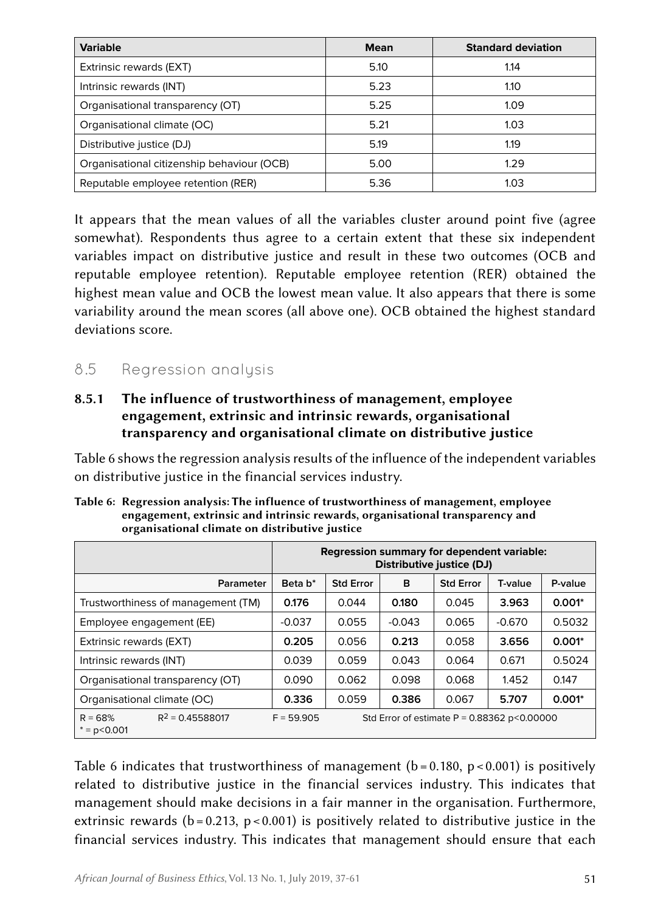| Variable | Mean | Standard deviation |
|---|---|---|
| Extrinsic rewards (EXT) | 5.10 | 1.14 |
| Intrinsic rewards (INT) | 5.23 | 1.10 |
| Organisational transparency (OT) | 5.25 | 1.09 |
| Organisational climate (OC) | 5.21 | 1.03 |
| Distributive justice (DJ) | 5.19 | 1.19 |
| Organisational citizenship behaviour (OCB) | 5.00 | 1.29 |
| Reputable employee retention (RER) | 5.36 | 1.03 |

It appears that the mean values of all the variables cluster around point five (agree somewhat). Respondents thus agree to a certain extent that these six independent variables impact on distributive justice and result in these two outcomes (OCB and reputable employee retention). Reputable employee retention (RER) obtained the highest mean value and OCB the lowest mean value. It also appears that there is some variability around the mean scores (all above one). OCB obtained the highest standard deviations score.

## 8.5 Regression analysis

### 8.5.1 The influence of trustworthiness of management, employee engagement, extrinsic and intrinsic rewards, organisational transparency and organisational climate on distributive justice

Table 6 shows the regression analysis results of the influence of the independent variables on distributive justice in the financial services industry.

**Table 6: Regression analysis: The influence of trustworthiness of management, employee engagement, extrinsic and intrinsic rewards, organisational transparency and organisational climate on distributive justice**

| | Regression summary for dependent variable: Distributive justice (DJ) | | | | | |
|---|---|---|---|---|---|---|
| Parameter | Beta b* | Std Error | B | Std Error | T-value | P-value |
| Trustworthiness of management (TM) | **0.176** | 0.044 | **0.180** | 0.045 | **3.963** | **0.001*** |
| Employee engagement (EE) | -0.037 | 0.055 | -0.043 | 0.065 | -0.670 | 0.5032 |
| Extrinsic rewards (EXT) | **0.205** | 0.056 | **0.213** | 0.058 | **3.656** | **0.001*** |
| Intrinsic rewards (INT) | 0.039 | 0.059 | 0.043 | 0.064 | 0.671 | 0.5024 |
| Organisational transparency (OT) | 0.090 | 0.062 | 0.098 | 0.068 | 1.452 | 0.147 |
| Organisational climate (OC) | **0.336** | 0.059 | **0.386** | 0.067 | **5.707** | **0.001*** |
| R = 68% $R^2$ = 0.45588017 * = p<0.001 | F = 59.905 | Std Error of estimate P = 0.88362 p<0.00000 | | | | |

Table 6 indicates that trustworthiness of management ($b = 0.180$, $p < 0.001$) is positively related to distributive justice in the financial services industry. This indicates that management should make decisions in a fair manner in the organisation. Furthermore, extrinsic rewards ($b = 0.213$, $p < 0.001$) is positively related to distributive justice in the financial services industry. This indicates that management should ensure that each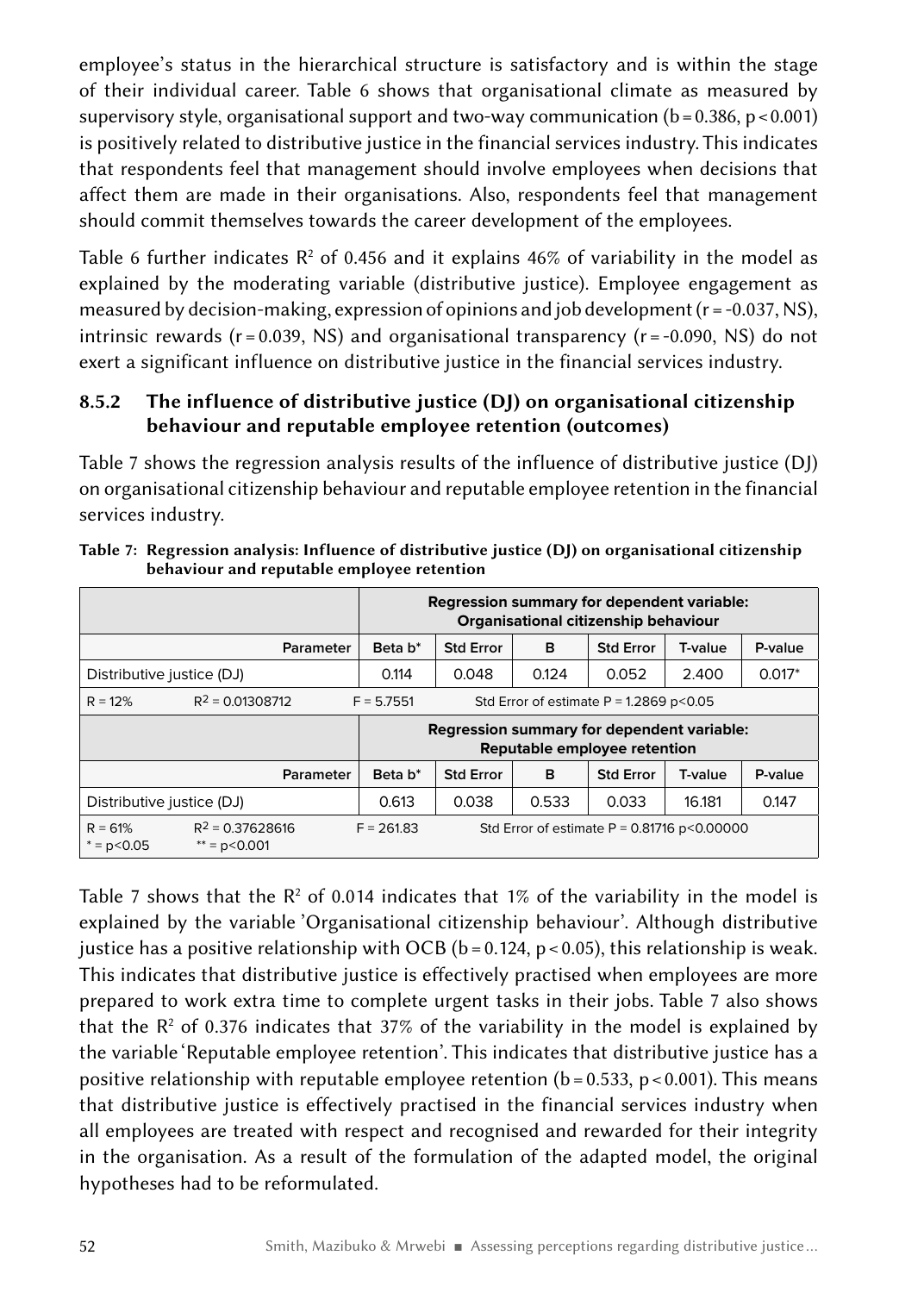employee's status in the hierarchical structure is satisfactory and is within the stage of their individual career. Table 6 shows that organisational climate as measured by supervisory style, organisational support and two-way communication ($b = 0.386$, $p < 0.001$) is positively related to distributive justice in the financial services industry. This indicates that respondents feel that management should involve employees when decisions that affect them are made in their organisations. Also, respondents feel that management should commit themselves towards the career development of the employees.

Table 6 further indicates $R^2$ of 0.456 and it explains 46% of variability in the model as explained by the moderating variable (distributive justice). Employee engagement as measured by decision-making, expression of opinions and job development ($r = -0.037$, NS), intrinsic rewards ($r = 0.039$, NS) and organisational transparency ($r = -0.090$, NS) do not exert a significant influence on distributive justice in the financial services industry.

### 8.5.2 The influence of distributive justice (DJ) on organisational citizenship behaviour and reputable employee retention (outcomes)

Table 7 shows the regression analysis results of the influence of distributive justice (DJ) on organisational citizenship behaviour and reputable employee retention in the financial services industry.

**Table 7: Regression analysis: Influence of distributive justice (DJ) on organisational citizenship behaviour and reputable employee retention**

| | Regression summary for dependent variable: Organisational citizenship behaviour | | | | | |
|---|---|---|---|---|---|---|
| Parameter | Beta b* | Std Error | B | Std Error | T-value | P-value |
| Distributive justice (DJ) | 0.114 | 0.048 | 0.124 | 0.052 | 2.400 | 0.017* |
| R = 12% $R^2 = 0.01308712$ | F = 5.7551 | Std Error of estimate P = 1.2869 p<0.05 | | | | |
| | **Regression summary for dependent variable: Reputable employee retention** | | | | | |
| Parameter | Beta b* | Std Error | B | Std Error | T-value | P-value |
| Distributive justice (DJ) | 0.613 | 0.038 | 0.533 | 0.033 | 16.181 | 0.147 |
| R = 61% $R^2 = 0.37628616$ | F = 261.83 | Std Error of estimate P = 0.81716 p<0.00000 | | | | |
| * = p<0.05 ** = p<0.001 | | | | | | |

Table 7 shows that the $R^2$ of 0.014 indicates that 1% of the variability in the model is explained by the variable 'Organisational citizenship behaviour'. Although distributive justice has a positive relationship with OCB ($b = 0.124$, $p < 0.05$), this relationship is weak. This indicates that distributive justice is effectively practised when employees are more prepared to work extra time to complete urgent tasks in their jobs. Table 7 also shows that the $R^2$ of 0.376 indicates that 37% of the variability in the model is explained by the variable 'Reputable employee retention'. This indicates that distributive justice has a positive relationship with reputable employee retention ($b = 0.533$, $p < 0.001$). This means that distributive justice is effectively practised in the financial services industry when all employees are treated with respect and recognised and rewarded for their integrity in the organisation. As a result of the formulation of the adapted model, the original hypotheses had to be reformulated.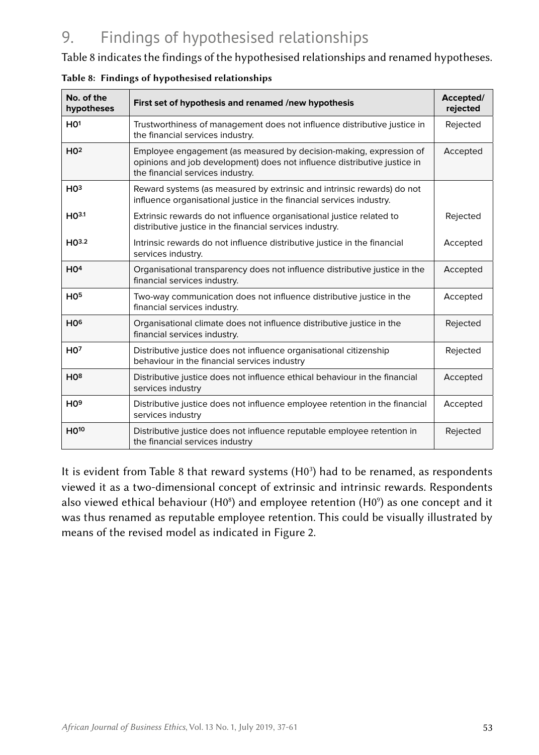## 9. Findings of hypothesised relationships

Table 8 indicates the findings of the hypothesised relationships and renamed hypotheses.

**Table 8: Findings of hypothesised relationships**

| No. of the hypotheses | First set of hypothesis and renamed /new hypothesis | Accepted/ rejected |
|---|---|---|
| **H0[1]** | Trustworthiness of management does not influence distributive justice in the financial services industry. | Rejected |
| **H0[2]** | Employee engagement (as measured by decision-making, expression of opinions and job development) does not influence distributive justice in the financial services industry. | Accepted |
| **H0[3]** | Reward systems (as measured by extrinsic and intrinsic rewards) do not influence organisational justice in the financial services industry. | |
| **H0[3.1]** | Extrinsic rewards do not influence organisational justice related to distributive justice in the financial services industry. | Rejected |
| **H0[3.2]** | Intrinsic rewards do not influence distributive justice in the financial services industry. | Accepted |
| **H0[4]** | Organisational transparency does not influence distributive justice in the financial services industry. | Accepted |
| **H0[5]** | Two-way communication does not influence distributive justice in the financial services industry. | Accepted |
| **H0[6]** | Organisational climate does not influence distributive justice in the financial services industry. | Rejected |
| **H0[7]** | Distributive justice does not influence organisational citizenship behaviour in the financial services industry | Rejected |
| **H0[8]** | Distributive justice does not influence ethical behaviour in the financial services industry | Accepted |
| **H0[9]** | Distributive justice does not influence employee retention in the financial services industry | Accepted |
| **H0[10]** | Distributive justice does not influence reputable employee retention in the financial services industry | Rejected |

It is evident from Table 8 that reward systems (H0[3]) had to be renamed, as respondents viewed it as a two-dimensional concept of extrinsic and intrinsic rewards. Respondents also viewed ethical behaviour (H0[8]) and employee retention (H0[9]) as one concept and it was thus renamed as reputable employee retention. This could be visually illustrated by means of the revised model as indicated in Figure 2.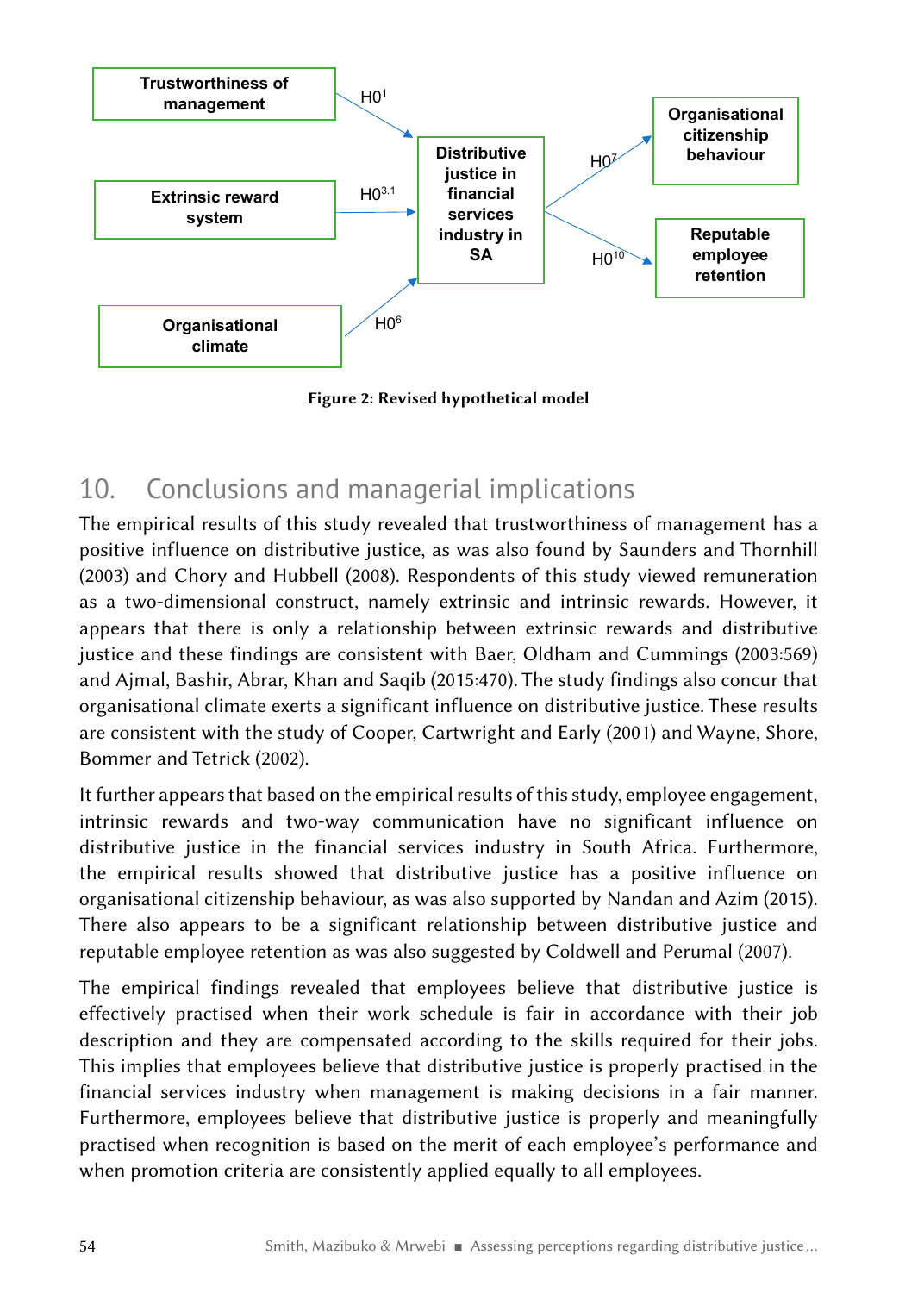Trustworthiness of management

Extrinsic reward system

Organisational climate

Distributive justice in financial services industry in SA

Organisational citizenship behaviour

Reputable employee retention

H0[1]

H0[3.1]

H0[6]

H0[7]

H0[10]

**Figure 2: Revised hypothetical model**

## 10. Conclusions and managerial implications

The empirical results of this study revealed that trustworthiness of management has a positive influence on distributive justice, as was also found by Saunders and Thornhill (2003) and Chory and Hubbell (2008). Respondents of this study viewed remuneration as a two-dimensional construct, namely extrinsic and intrinsic rewards. However, it appears that there is only a relationship between extrinsic rewards and distributive justice and these findings are consistent with Baer, Oldham and Cummings (2003:569) and Ajmal, Bashir, Abrar, Khan and Saqib (2015:470). The study findings also concur that organisational climate exerts a significant influence on distributive justice. These results are consistent with the study of Cooper, Cartwright and Early (2001) and Wayne, Shore, Bommer and Tetrick (2002).

It further appears that based on the empirical results of this study, employee engagement, intrinsic rewards and two-way communication have no significant influence on distributive justice in the financial services industry in South Africa. Furthermore, the empirical results showed that distributive justice has a positive influence on organisational citizenship behaviour, as was also supported by Nandan and Azim (2015). There also appears to be a significant relationship between distributive justice and reputable employee retention as was also suggested by Coldwell and Perumal (2007).

The empirical findings revealed that employees believe that distributive justice is effectively practised when their work schedule is fair in accordance with their job description and they are compensated according to the skills required for their jobs. This implies that employees believe that distributive justice is properly practised in the financial services industry when management is making decisions in a fair manner. Furthermore, employees believe that distributive justice is properly and meaningfully practised when recognition is based on the merit of each employee's performance and when promotion criteria are consistently applied equally to all employees.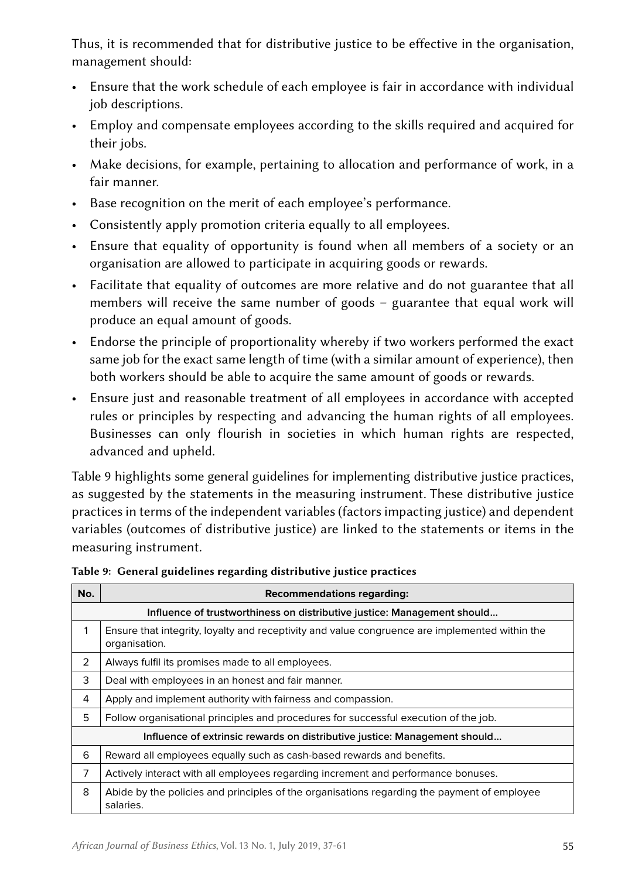Thus, it is recommended that for distributive justice to be effective in the organisation, management should:

- Ensure that the work schedule of each employee is fair in accordance with individual job descriptions.
- Employ and compensate employees according to the skills required and acquired for their jobs.
- Make decisions, for example, pertaining to allocation and performance of work, in a fair manner.
- Base recognition on the merit of each employee's performance.
- Consistently apply promotion criteria equally to all employees.
- Ensure that equality of opportunity is found when all members of a society or an organisation are allowed to participate in acquiring goods or rewards.
- Facilitate that equality of outcomes are more relative and do not guarantee that all members will receive the same number of goods – guarantee that equal work will produce an equal amount of goods.
- Endorse the principle of proportionality whereby if two workers performed the exact same job for the exact same length of time (with a similar amount of experience), then both workers should be able to acquire the same amount of goods or rewards.
- Ensure just and reasonable treatment of all employees in accordance with accepted rules or principles by respecting and advancing the human rights of all employees. Businesses can only flourish in societies in which human rights are respected, advanced and upheld.

Table 9 highlights some general guidelines for implementing distributive justice practices, as suggested by the statements in the measuring instrument. These distributive justice practices in terms of the independent variables (factors impacting justice) and dependent variables (outcomes of distributive justice) are linked to the statements or items in the measuring instrument.

**Table 9: General guidelines regarding distributive justice practices**

| No. | Recommendations regarding: |
|---|---|
| | **Influence of trustworthiness on distributive justice: Management should...** |
| 1 | Ensure that integrity, loyalty and receptivity and value congruence are implemented within the organisation. |
| 2 | Always fulfil its promises made to all employees. |
| 3 | Deal with employees in an honest and fair manner. |
| 4 | Apply and implement authority with fairness and compassion. |
| 5 | Follow organisational principles and procedures for successful execution of the job. |
| | **Influence of extrinsic rewards on distributive justice: Management should...** |
| 6 | Reward all employees equally such as cash-based rewards and benefits. |
| 7 | Actively interact with all employees regarding increment and performance bonuses. |
| 8 | Abide by the policies and principles of the organisations regarding the payment of employee salaries. |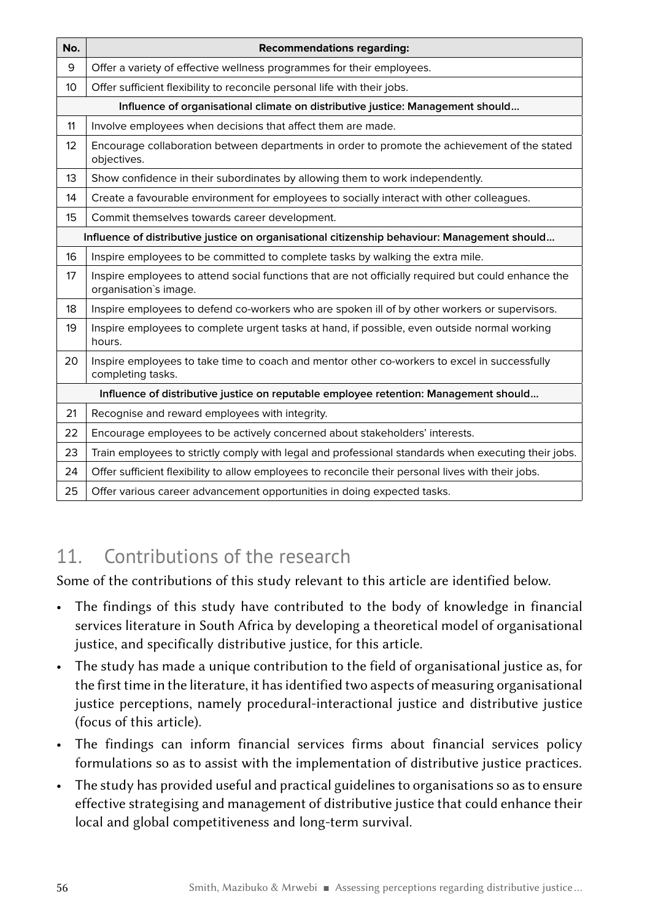| No. | Recommendations regarding: |
|---|---|
| 9 | Offer a variety of effective wellness programmes for their employees. |
| 10 | Offer sufficient flexibility to reconcile personal life with their jobs. |
| | **Influence of organisational climate on distributive justice: Management should…** |
| 11 | Involve employees when decisions that affect them are made. |
| 12 | Encourage collaboration between departments in order to promote the achievement of the stated objectives. |
| 13 | Show confidence in their subordinates by allowing them to work independently. |
| 14 | Create a favourable environment for employees to socially interact with other colleagues. |
| 15 | Commit themselves towards career development. |
| | **Influence of distributive justice on organisational citizenship behaviour: Management should…** |
| 16 | Inspire employees to be committed to complete tasks by walking the extra mile. |
| 17 | Inspire employees to attend social functions that are not officially required but could enhance the organisation`s image. |
| 18 | Inspire employees to defend co-workers who are spoken ill of by other workers or supervisors. |
| 19 | Inspire employees to complete urgent tasks at hand, if possible, even outside normal working hours. |
| 20 | Inspire employees to take time to coach and mentor other co-workers to excel in successfully completing tasks. |
| | **Influence of distributive justice on reputable employee retention: Management should…** |
| 21 | Recognise and reward employees with integrity. |
| 22 | Encourage employees to be actively concerned about stakeholders' interests. |
| 23 | Train employees to strictly comply with legal and professional standards when executing their jobs. |
| 24 | Offer sufficient flexibility to allow employees to reconcile their personal lives with their jobs. |
| 25 | Offer various career advancement opportunities in doing expected tasks. |

## 11. Contributions of the research

Some of the contributions of this study relevant to this article are identified below.

- The findings of this study have contributed to the body of knowledge in financial services literature in South Africa by developing a theoretical model of organisational justice, and specifically distributive justice, for this article.
- The study has made a unique contribution to the field of organisational justice as, for the first time in the literature, it has identified two aspects of measuring organisational justice perceptions, namely procedural-interactional justice and distributive justice (focus of this article).
- The findings can inform financial services firms about financial services policy formulations so as to assist with the implementation of distributive justice practices.
- The study has provided useful and practical guidelines to organisations so as to ensure effective strategising and management of distributive justice that could enhance their local and global competitiveness and long-term survival.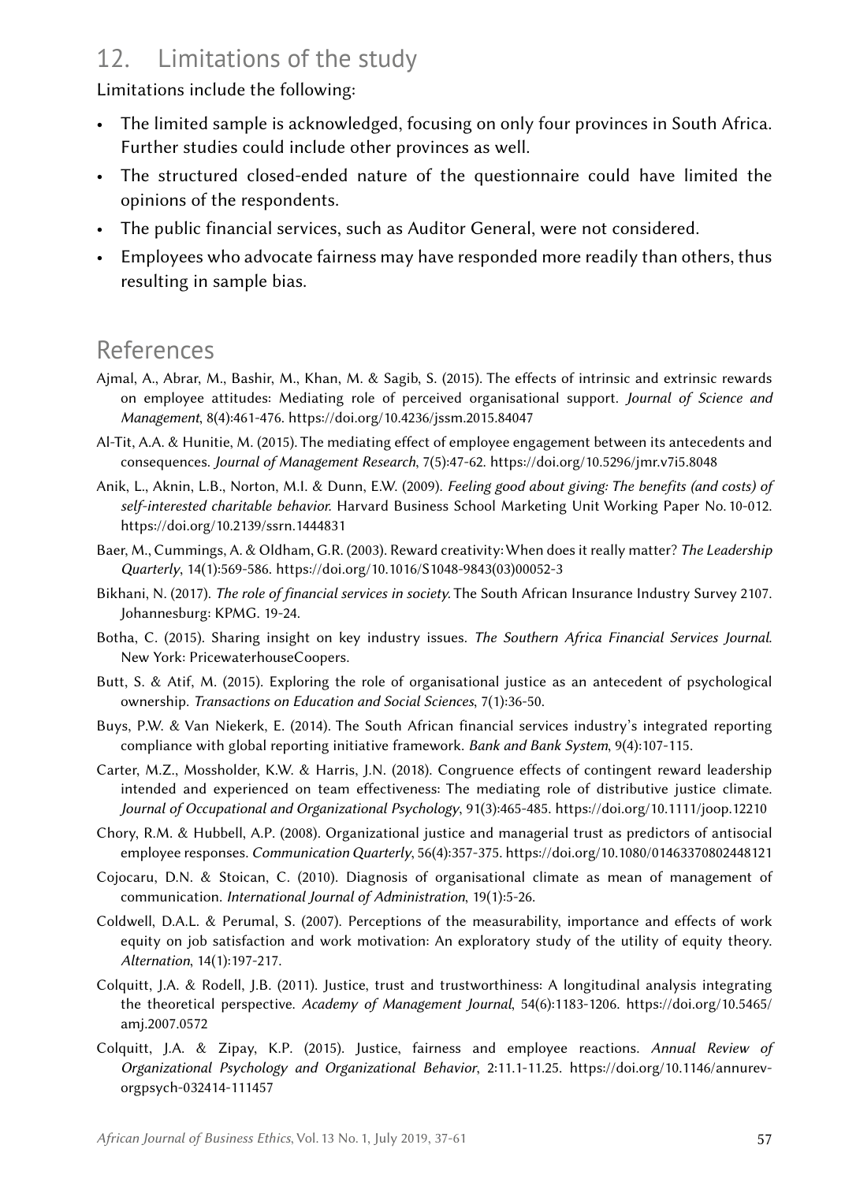## 12. Limitations of the study

Limitations include the following:

- The limited sample is acknowledged, focusing on only four provinces in South Africa. Further studies could include other provinces as well.
- The structured closed-ended nature of the questionnaire could have limited the opinions of the respondents.
- The public financial services, such as Auditor General, were not considered.
- Employees who advocate fairness may have responded more readily than others, thus resulting in sample bias.

## References

Ajmal, A., Abrar, M., Bashir, M., Khan, M. & Sagib, S. (2015). The effects of intrinsic and extrinsic rewards on employee attitudes: Mediating role of perceived organisational support. *Journal of Science and Management*, 8(4):461-476. https://doi.org/10.4236/jssm.2015.84047

Al-Tit, A.A. & Hunitie, M. (2015). The mediating effect of employee engagement between its antecedents and consequences. *Journal of Management Research*, 7(5):47-62. https://doi.org/10.5296/jmr.v7i5.8048

Anik, L., Aknin, L.B., Norton, M.I. & Dunn, E.W. (2009). *Feeling good about giving: The benefits (and costs) of self-interested charitable behavior.* Harvard Business School Marketing Unit Working Paper No. 10-012. https://doi.org/10.2139/ssrn.1444831

Baer, M., Cummings, A. & Oldham, G.R. (2003). Reward creativity: When does it really matter? *The Leadership Quarterly*, 14(1):569-586. https://doi.org/10.1016/S1048-9843(03)00052-3

Bikhani, N. (2017). *The role of financial services in society.* The South African Insurance Industry Survey 2107. Johannesburg: KPMG. 19-24.

Botha, C. (2015). Sharing insight on key industry issues. *The Southern Africa Financial Services Journal*. New York: PricewaterhouseCoopers.

Butt, S. & Atif, M. (2015). Exploring the role of organisational justice as an antecedent of psychological ownership. *Transactions on Education and Social Sciences*, 7(1):36-50.

Buys, P.W. & Van Niekerk, E. (2014). The South African financial services industry's integrated reporting compliance with global reporting initiative framework. *Bank and Bank System*, 9(4):107-115.

Carter, M.Z., Mossholder, K.W. & Harris, J.N. (2018). Congruence effects of contingent reward leadership intended and experienced on team effectiveness: The mediating role of distributive justice climate. *Journal of Occupational and Organizational Psychology*, 91(3):465-485. https://doi.org/10.1111/joop.12210

Chory, R.M. & Hubbell, A.P. (2008). Organizational justice and managerial trust as predictors of antisocial employee responses. *Communication Quarterly*, 56(4):357-375. https://doi.org/10.1080/01463370802448121

Cojocaru, D.N. & Stoican, C. (2010). Diagnosis of organisational climate as mean of management of communication. *International Journal of Administration*, 19(1):5-26.

Coldwell, D.A.L. & Perumal, S. (2007). Perceptions of the measurability, importance and effects of work equity on job satisfaction and work motivation: An exploratory study of the utility of equity theory. *Alternation*, 14(1):197-217.

Colquitt, J.A. & Rodell, J.B. (2011). Justice, trust and trustworthiness: A longitudinal analysis integrating the theoretical perspective. *Academy of Management Journal*, 54(6):1183-1206. https://doi.org/10.5465/amj.2007.0572

Colquitt, J.A. & Zipay, K.P. (2015). Justice, fairness and employee reactions. *Annual Review of Organizational Psychology and Organizational Behavior*, 2:11.1-11.25. https://doi.org/10.1146/annurev-orgpsych-032414-111457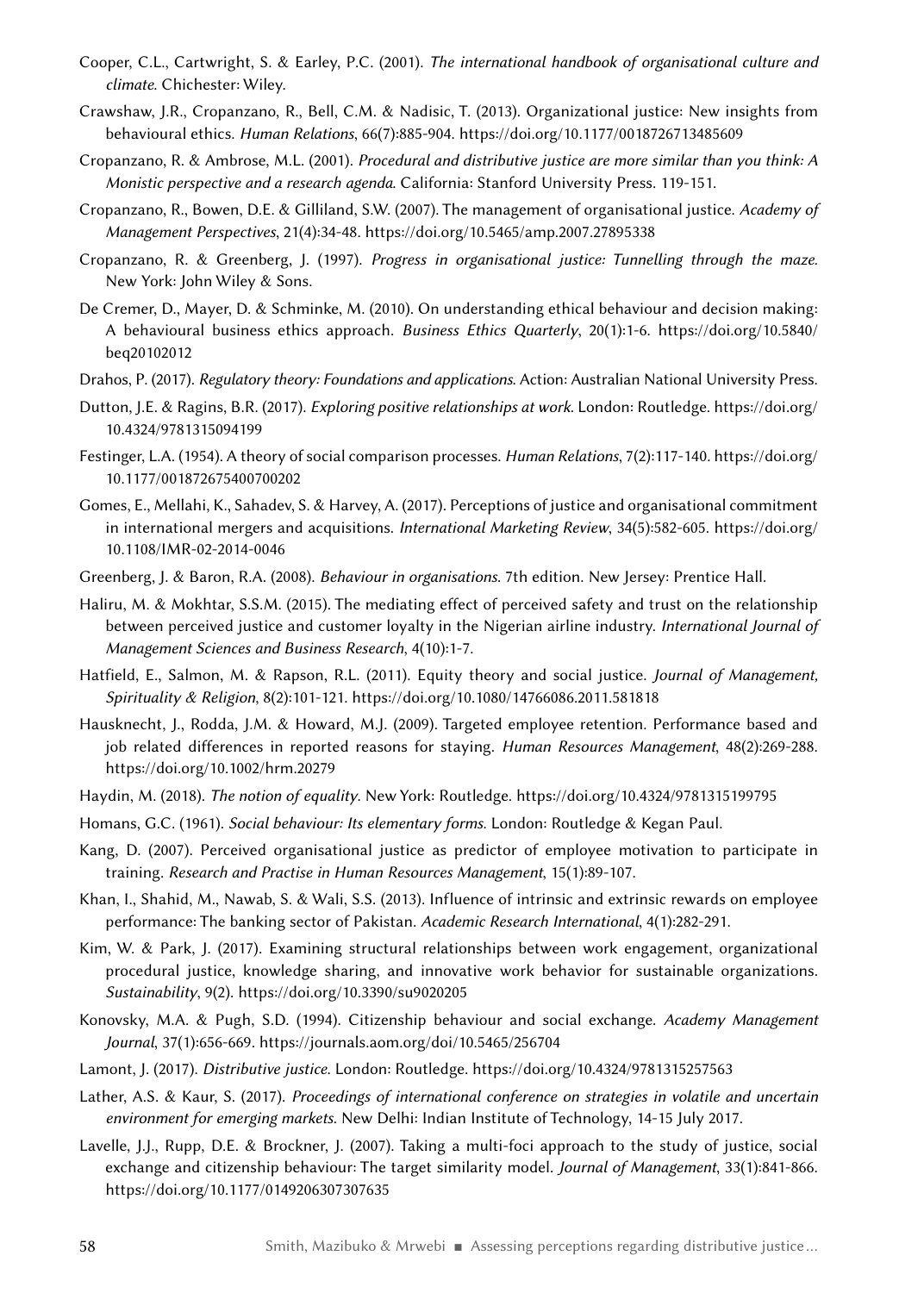Cooper, C.L., Cartwright, S. & Earley, P.C. (2001). *The international handbook of organisational culture and climate*. Chichester: Wiley.

Crawshaw, J.R., Cropanzano, R., Bell, C.M. & Nadisic, T. (2013). Organizational justice: New insights from behavioural ethics. *Human Relations*, 66(7):885-904. https://doi.org/10.1177/0018726713485609

Cropanzano, R. & Ambrose, M.L. (2001). *Procedural and distributive justice are more similar than you think: A Monistic perspective and a research agenda*. California: Stanford University Press. 119-151.

Cropanzano, R., Bowen, D.E. & Gilliland, S.W. (2007). The management of organisational justice. *Academy of Management Perspectives*, 21(4):34-48. https://doi.org/10.5465/amp.2007.27895338

Cropanzano, R. & Greenberg, J. (1997). *Progress in organisational justice: Tunnelling through the maze*. New York: John Wiley & Sons.

De Cremer, D., Mayer, D. & Schminke, M. (2010). On understanding ethical behaviour and decision making: A behavioural business ethics approach. *Business Ethics Quarterly*, 20(1):1-6. https://doi.org/10.5840/beq20102012

Drahos, P. (2017). *Regulatory theory: Foundations and applications*. Action: Australian National University Press.

Dutton, J.E. & Ragins, B.R. (2017). *Exploring positive relationships at work*. London: Routledge. https://doi.org/10.4324/9781315094199

Festinger, L.A. (1954). A theory of social comparison processes. *Human Relations*, 7(2):117-140. https://doi.org/10.1177/001872675400700202

Gomes, E., Mellahi, K., Sahadev, S. & Harvey, A. (2017). Perceptions of justice and organisational commitment in international mergers and acquisitions. *International Marketing Review*, 34(5):582-605. https://doi.org/10.1108/IMR-02-2014-0046

Greenberg, J. & Baron, R.A. (2008). *Behaviour in organisations*. 7th edition. New Jersey: Prentice Hall.

Haliru, M. & Mokhtar, S.S.M. (2015). The mediating effect of perceived safety and trust on the relationship between perceived justice and customer loyalty in the Nigerian airline industry. *International Journal of Management Sciences and Business Research*, 4(10):1-7.

Hatfield, E., Salmon, M. & Rapson, R.L. (2011). Equity theory and social justice. *Journal of Management, Spirituality & Religion*, 8(2):101-121. https://doi.org/10.1080/14766086.2011.581818

Hausknecht, J., Rodda, J.M. & Howard, M.J. (2009). Targeted employee retention. Performance based and job related differences in reported reasons for staying. *Human Resources Management*, 48(2):269-288. https://doi.org/10.1002/hrm.20279

Haydin, M. (2018). *The notion of equality*. New York: Routledge. https://doi.org/10.4324/9781315199795

Homans, G.C. (1961). *Social behaviour: Its elementary forms*. London: Routledge & Kegan Paul.

Kang, D. (2007). Perceived organisational justice as predictor of employee motivation to participate in training. *Research and Practise in Human Resources Management*, 15(1):89-107.

Khan, I., Shahid, M., Nawab, S. & Wali, S.S. (2013). Influence of intrinsic and extrinsic rewards on employee performance: The banking sector of Pakistan. *Academic Research International*, 4(1):282-291.

Kim, W. & Park, J. (2017). Examining structural relationships between work engagement, organizational procedural justice, knowledge sharing, and innovative work behavior for sustainable organizations. *Sustainability*, 9(2). https://doi.org/10.3390/su9020205

Konovsky, M.A. & Pugh, S.D. (1994). Citizenship behaviour and social exchange. *Academy Management Journal*, 37(1):656-669. https://journals.aom.org/doi/10.5465/256704

Lamont, J. (2017). *Distributive justice*. London: Routledge. https://doi.org/10.4324/9781315257563

Lather, A.S. & Kaur, S. (2017). *Proceedings of international conference on strategies in volatile and uncertain environment for emerging markets*. New Delhi: Indian Institute of Technology, 14-15 July 2017.

Lavelle, J.J., Rupp, D.E. & Brockner, J. (2007). Taking a multi-foci approach to the study of justice, social exchange and citizenship behaviour: The target similarity model. *Journal of Management*, 33(1):841-866. https://doi.org/10.1177/0149206307307635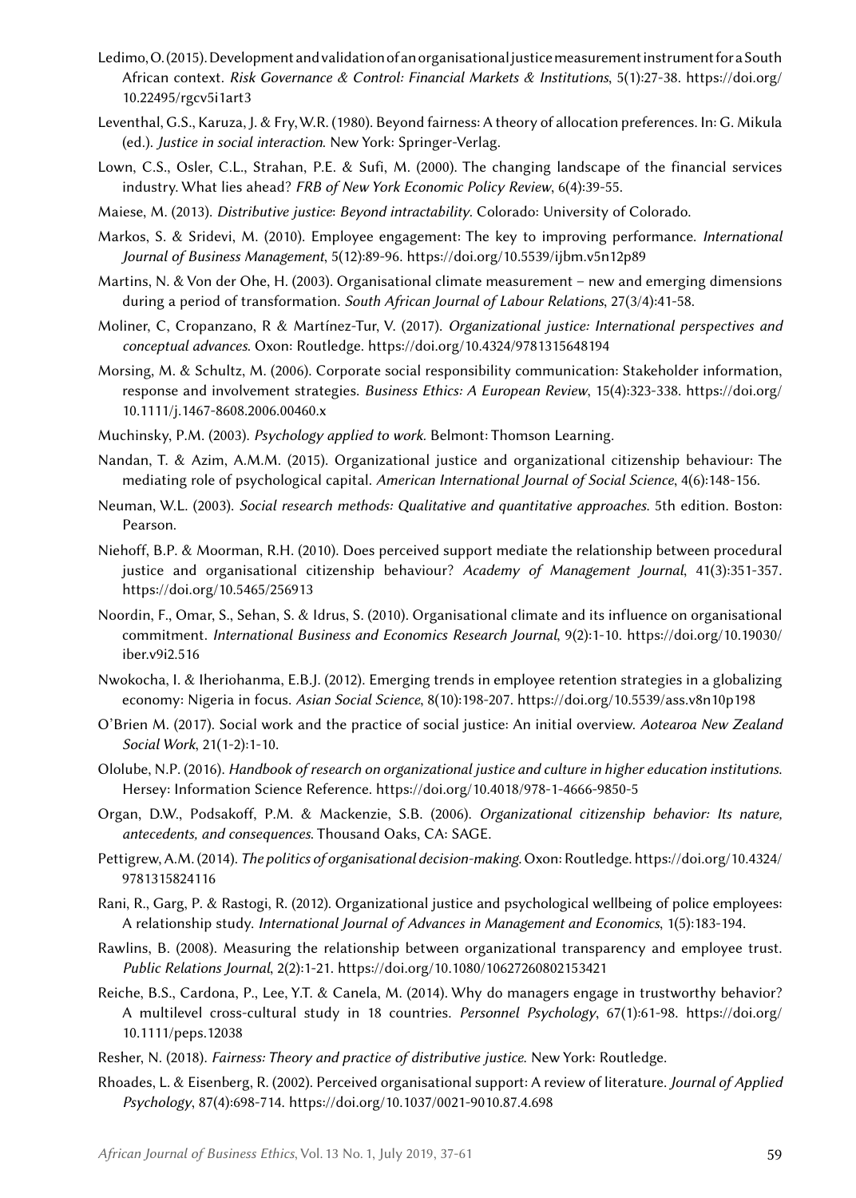Ledimo, O. (2015). Development and validation of an organisational justice measurement instrument for a South African context. *Risk Governance & Control: Financial Markets & Institutions*, 5(1):27-38. https://doi.org/10.22495/rgcv5i1art3

Leventhal, G.S., Karuza, J. & Fry, W.R. (1980). Beyond fairness: A theory of allocation preferences. In: G. Mikula (ed.). *Justice in social interaction*. New York: Springer-Verlag.

Lown, C.S., Osler, C.L., Strahan, P.E. & Sufi, M. (2000). The changing landscape of the financial services industry. What lies ahead? *FRB of New York Economic Policy Review*, 6(4):39-55.

Maiese, M. (2013). *Distributive justice: Beyond intractability*. Colorado: University of Colorado.

Markos, S. & Sridevi, M. (2010). Employee engagement: The key to improving performance. *International Journal of Business Management*, 5(12):89-96. https://doi.org/10.5539/ijbm.v5n12p89

Martins, N. & Von der Ohe, H. (2003). Organisational climate measurement – new and emerging dimensions during a period of transformation. *South African Journal of Labour Relations*, 27(3/4):41-58.

Moliner, C, Cropanzano, R & Martínez-Tur, V. (2017). *Organizational justice: International perspectives and conceptual advances*. Oxon: Routledge. https://doi.org/10.4324/9781315648194

Morsing, M. & Schultz, M. (2006). Corporate social responsibility communication: Stakeholder information, response and involvement strategies. *Business Ethics: A European Review*, 15(4):323-338. https://doi.org/10.1111/j.1467-8608.2006.00460.x

Muchinsky, P.M. (2003). *Psychology applied to work*. Belmont: Thomson Learning.

Nandan, T. & Azim, A.M.M. (2015). Organizational justice and organizational citizenship behaviour: The mediating role of psychological capital. *American International Journal of Social Science*, 4(6):148-156.

Neuman, W.L. (2003). *Social research methods: Qualitative and quantitative approaches*. 5th edition. Boston: Pearson.

Niehoff, B.P. & Moorman, R.H. (2010). Does perceived support mediate the relationship between procedural justice and organisational citizenship behaviour? *Academy of Management Journal*, 41(3):351-357. https://doi.org/10.5465/256913

Noordin, F., Omar, S., Sehan, S. & Idrus, S. (2010). Organisational climate and its influence on organisational commitment. *International Business and Economics Research Journal*, 9(2):1-10. https://doi.org/10.19030/iber.v9i2.516

Nwokocha, I. & Iheriohanma, E.B.J. (2012). Emerging trends in employee retention strategies in a globalizing economy: Nigeria in focus. *Asian Social Science*, 8(10):198-207. https://doi.org/10.5539/ass.v8n10p198

O'Brien M. (2017). Social work and the practice of social justice: An initial overview. *Aotearoa New Zealand Social Work*, 21(1-2):1-10.

Ololube, N.P. (2016). *Handbook of research on organizational justice and culture in higher education institutions*. Hersey: Information Science Reference. https://doi.org/10.4018/978-1-4666-9850-5

Organ, D.W., Podsakoff, P.M. & Mackenzie, S.B. (2006). *Organizational citizenship behavior: Its nature, antecedents, and consequences*. Thousand Oaks, CA: SAGE.

Pettigrew, A.M. (2014). *The politics of organisational decision-making*. Oxon: Routledge. https://doi.org/10.4324/9781315824116

Rani, R., Garg, P. & Rastogi, R. (2012). Organizational justice and psychological wellbeing of police employees: A relationship study. *International Journal of Advances in Management and Economics*, 1(5):183-194.

Rawlins, B. (2008). Measuring the relationship between organizational transparency and employee trust. *Public Relations Journal*, 2(2):1-21. https://doi.org/10.1080/10627260802153421

Reiche, B.S., Cardona, P., Lee, Y.T. & Canela, M. (2014). Why do managers engage in trustworthy behavior? A multilevel cross-cultural study in 18 countries. *Personnel Psychology*, 67(1):61-98. https://doi.org/10.1111/peps.12038

Resher, N. (2018). *Fairness: Theory and practice of distributive justice*. New York: Routledge.

Rhoades, L. & Eisenberg, R. (2002). Perceived organisational support: A review of literature. *Journal of Applied Psychology*, 87(4):698-714. https://doi.org/10.1037/0021-9010.87.4.698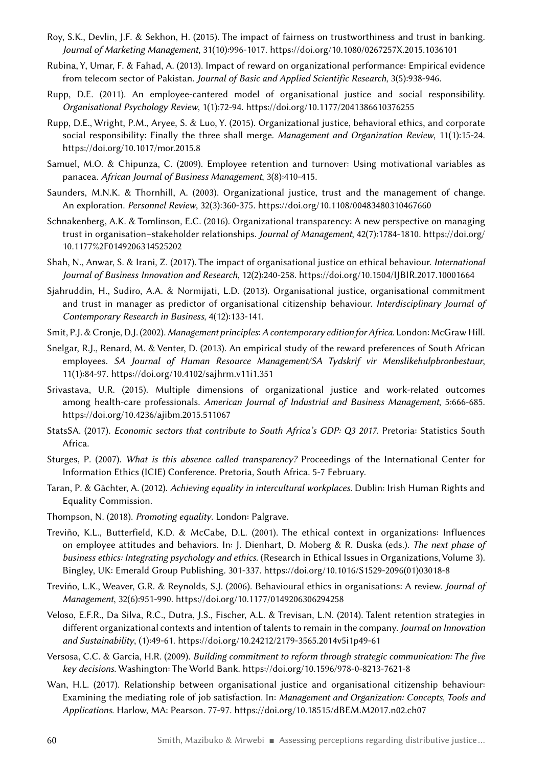Roy, S.K., Devlin, J.F. & Sekhon, H. (2015). The impact of fairness on trustworthiness and trust in banking. *Journal of Marketing Management*, 31(10):996-1017. https://doi.org/10.1080/0267257X.2015.1036101

Rubina, Y, Umar, F. & Fahad, A. (2013). Impact of reward on organizational performance: Empirical evidence from telecom sector of Pakistan. *Journal of Basic and Applied Scientific Research*, 3(5):938-946.

Rupp, D.E. (2011). An employee-cantered model of organisational justice and social responsibility. *Organisational Psychology Review*, 1(1):72-94. https://doi.org/10.1177/2041386610376255

Rupp, D.E., Wright, P.M., Aryee, S. & Luo, Y. (2015). Organizational justice, behavioral ethics, and corporate social responsibility: Finally the three shall merge. *Management and Organization Review*, 11(1):15-24. https://doi.org/10.1017/mor.2015.8

Samuel, M.O. & Chipunza, C. (2009). Employee retention and turnover: Using motivational variables as panacea. *African Journal of Business Management*, 3(8):410-415.

Saunders, M.N.K. & Thornhill, A. (2003). Organizational justice, trust and the management of change. An exploration. *Personnel Review*, 32(3):360-375. https://doi.org/10.1108/00483480310467660

Schnakenberg, A.K. & Tomlinson, E.C. (2016). Organizational transparency: A new perspective on managing trust in organisation–stakeholder relationships. *Journal of Management*, 42(7):1784-1810. https://doi.org/10.1177%2F0149206314525202

Shah, N., Anwar, S. & Irani, Z. (2017). The impact of organisational justice on ethical behaviour. *International Journal of Business Innovation and Research*, 12(2):240-258. https://doi.org/10.1504/IJBIR.2017.10001664

Sjahruddin, H., Sudiro, A.A. & Normijati, L.D. (2013). Organisational justice, organisational commitment and trust in manager as predictor of organisational citizenship behaviour. *Interdisciplinary Journal of Contemporary Research in Business*, 4(12):133-141.

Smit, P.J. & Cronje, D.J. (2002). *Management principles: A contemporary edition for Africa*. London: McGraw Hill.

Snelgar, R.J., Renard, M. & Venter, D. (2013). An empirical study of the reward preferences of South African employees. *SA Journal of Human Resource Management/SA Tydskrif vir Menslikehulpbronbestuur*, 11(1):84-97. https://doi.org/10.4102/sajhrm.v11i1.351

Srivastava, U.R. (2015). Multiple dimensions of organizational justice and work-related outcomes among health-care professionals. *American Journal of Industrial and Business Management*, 5:666-685. https://doi.org/10.4236/ajibm.2015.511067

StatsSA. (2017). *Economic sectors that contribute to South Africa's GDP: Q3 2017*. Pretoria: Statistics South Africa.

Sturges, P. (2007). *What is this absence called transparency?* Proceedings of the International Center for Information Ethics (ICIE) Conference. Pretoria, South Africa. 5-7 February.

Taran, P. & Gächter, A. (2012). *Achieving equality in intercultural workplaces*. Dublin: Irish Human Rights and Equality Commission.

Thompson, N. (2018). *Promoting equality*. London: Palgrave.

Treviño, K.L., Butterfield, K.D. & McCabe, D.L. (2001). The ethical context in organizations: Influences on employee attitudes and behaviors. In: J. Dienhart, D. Moberg & R. Duska (eds.). *The next phase of business ethics: Integrating psychology and ethics*. (Research in Ethical Issues in Organizations, Volume 3). Bingley, UK: Emerald Group Publishing. 301-337. https://doi.org/10.1016/S1529-2096(01)03018-8

Treviño, L.K., Weaver, G.R. & Reynolds, S.J. (2006). Behavioural ethics in organisations: A review. *Journal of Management*, 32(6):951-990. https://doi.org/10.1177/0149206306294258

Veloso, E.F.R., Da Silva, R.C., Dutra, J.S., Fischer, A.L. & Trevisan, L.N. (2014). Talent retention strategies in different organizational contexts and intention of talents to remain in the company. *Journal on Innovation and Sustainability*, (1):49-61. https://doi.org/10.24212/2179-3565.2014v5i1p49-61

Versosa, C.C. & Garcia, H.R. (2009). *Building commitment to reform through strategic communication: The five key decisions*. Washington: The World Bank. https://doi.org/10.1596/978-0-8213-7621-8

Wan, H.L. (2017). Relationship between organisational justice and organisational citizenship behaviour: Examining the mediating role of job satisfaction. In: *Management and Organization: Concepts, Tools and Applications*. Harlow, MA: Pearson. 77-97. https://doi.org/10.18515/dBEM.M2017.n02.ch07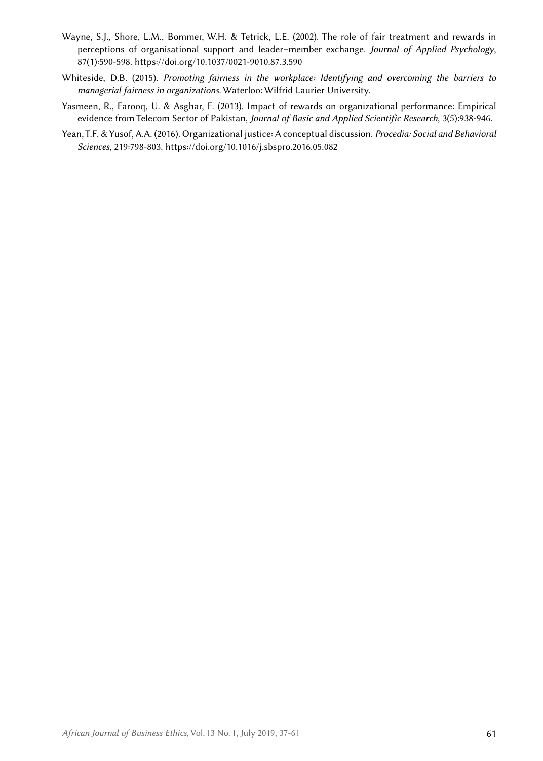Wayne, S.J., Shore, L.M., Bommer, W.H. & Tetrick, L.E. (2002). The role of fair treatment and rewards in perceptions of organisational support and leader–member exchange. *Journal of Applied Psychology*, 87(1):590-598. https://doi.org/10.1037/0021-9010.87.3.590

Whiteside, D.B. (2015). *Promoting fairness in the workplace: Identifying and overcoming the barriers to managerial fairness in organizations.* Waterloo: Wilfrid Laurier University.

Yasmeen, R., Farooq, U. & Asghar, F. (2013). Impact of rewards on organizational performance: Empirical evidence from Telecom Sector of Pakistan, *Journal of Basic and Applied Scientific Research*, 3(5):938-946.

Yean, T.F. & Yusof, A.A. (2016). Organizational justice: A conceptual discussion. *Procedia: Social and Behavioral Sciences*, 219:798-803. https://doi.org/10.1016/j.sbspro.2016.05.082